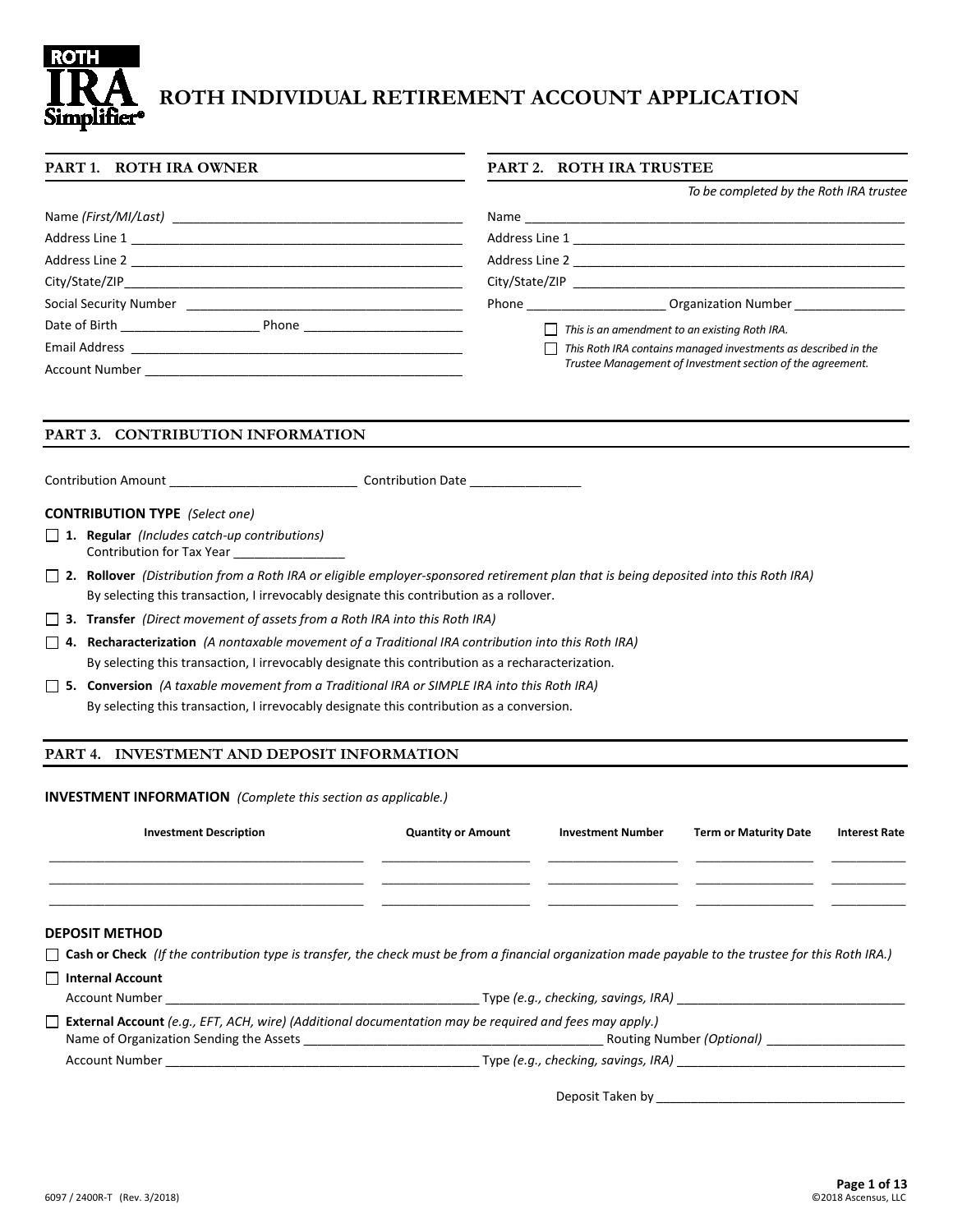# ROTH INDIVIDUAL RETIREMENT ACCOUNT APPLICATION

## PART 1. ROTH IRA OWNER

Name *(First/MI/Last)* ________________________________________

Address Line 1 ________________________________________

Address Line 2 ________________________________________

City/State/ZIP ________________________________________

Social Security Number ________________________________________

Date of Birth ____________________ Phone ________________________

Email Address ________________________________________

Account Number ________________________________________

## PART 2. ROTH IRA TRUSTEE

*To be completed by the Roth IRA trustee*

Name ________________________________________

Address Line 1 ________________________________________

Address Line 2 ________________________________________

City/State/ZIP ________________________________________

Phone ____________________ Organization Number ________________

☐ *This is an amendment to an existing Roth IRA.*

☐ *This Roth IRA contains managed investments as described in the Trustee Management of Investment section of the agreement.*

## PART 3. CONTRIBUTION INFORMATION

Contribution Amount ___________________________ Contribution Date ________________

**CONTRIBUTION TYPE** *(Select one)*

☐ **1. Regular** *(Includes catch-up contributions)*
Contribution for Tax Year ________________

☐ **2. Rollover** *(Distribution from a Roth IRA or eligible employer-sponsored retirement plan that is being deposited into this Roth IRA)*
By selecting this transaction, I irrevocably designate this contribution as a rollover.

☐ **3. Transfer** *(Direct movement of assets from a Roth IRA into this Roth IRA)*

☐ **4. Recharacterization** *(A nontaxable movement of a Traditional IRA contribution into this Roth IRA)*
By selecting this transaction, I irrevocably designate this contribution as a recharacterization.

☐ **5. Conversion** *(A taxable movement from a Traditional IRA or SIMPLE IRA into this Roth IRA)*
By selecting this transaction, I irrevocably designate this contribution as a conversion.

## PART 4. INVESTMENT AND DEPOSIT INFORMATION

**INVESTMENT INFORMATION** *(Complete this section as applicable.)*

| Investment Description | Quantity or Amount | Investment Number | Term or Maturity Date | Interest Rate |
|---|---|---|---|---|
| | | | | |
| | | | | |
| | | | | |

**DEPOSIT METHOD**

☐ **Cash or Check** *(If the contribution type is transfer, the check must be from a financial organization made payable to the trustee for this Roth IRA.)*

☐ **Internal Account**
Account Number ________________________________________ Type *(e.g., checking, savings, IRA)* ________________________________

☐ **External Account** *(e.g., EFT, ACH, wire) (Additional documentation may be required and fees may apply.)*
Name of Organization Sending the Assets ________________________________________ Routing Number *(Optional)* ____________________
Account Number ________________________________________ Type *(e.g., checking, savings, IRA)* ________________________________

Deposit Taken by ___________________________________

6097 / 2400R-T (Rev. 3/2018)

©2018 Ascensus, LLC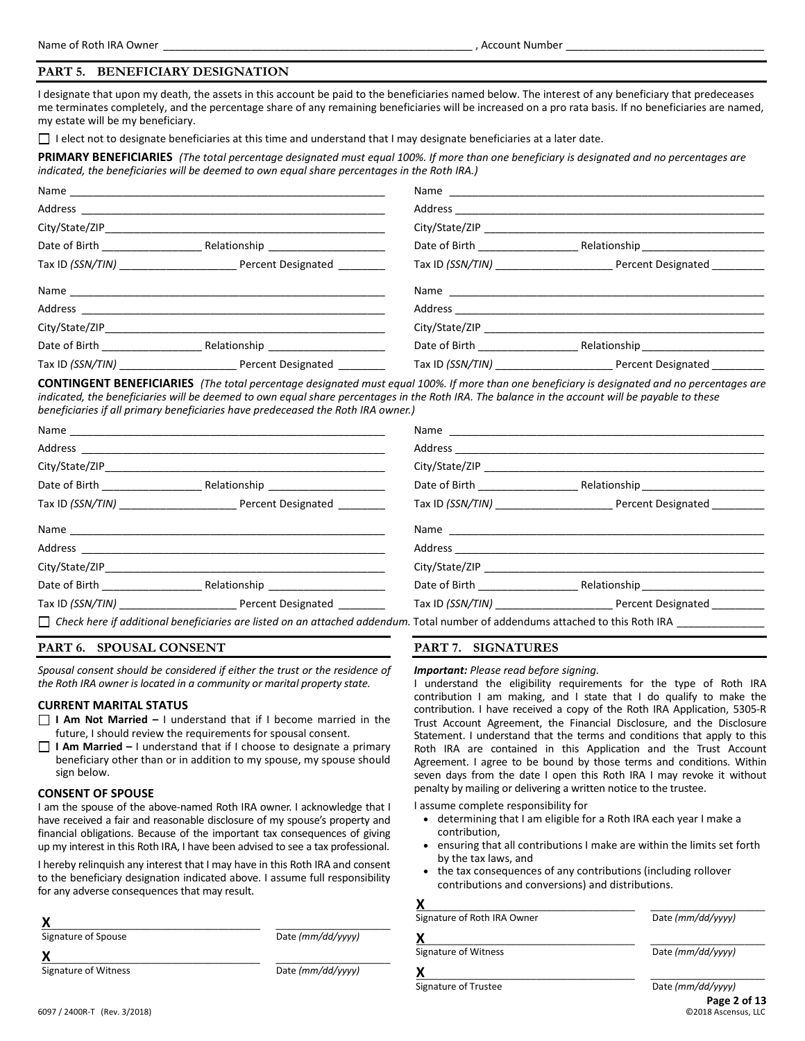Name of Roth IRA Owner ____________________________________________________, Account Number ________________________________

## PART 5. BENEFICIARY DESIGNATION

I designate that upon my death, the assets in this account be paid to the beneficiaries named below. The interest of any beneficiary that predeceases me terminates completely, and the percentage share of any remaining beneficiaries will be increased on a pro rata basis. If no beneficiaries are named, my estate will be my beneficiary.

☐ I elect not to designate beneficiaries at this time and understand that I may designate beneficiaries at a later date.

**PRIMARY BENEFICIARIES** *(The total percentage designated must equal 100%. If more than one beneficiary is designated and no percentages are indicated, the beneficiaries will be deemed to own equal share percentages in the Roth IRA.)*

Name ____________________________________________________
Address __________________________________________________
City/State/ZIP_____________________________________________
Date of Birth ________________ Relationship ___________________
Tax ID *(SSN/TIN)* ___________________ Percent Designated ________

Name ____________________________________________________
Address __________________________________________________
City/State/ZIP_____________________________________________
Date of Birth ________________ Relationship ___________________
Tax ID *(SSN/TIN)* ___________________ Percent Designated ________

Name ____________________________________________________
Address __________________________________________________
City/State/ZIP_____________________________________________
Date of Birth ________________ Relationship ___________________
Tax ID *(SSN/TIN)* ___________________ Percent Designated ________

Name ____________________________________________________
Address __________________________________________________
City/State/ZIP_____________________________________________
Date of Birth ________________ Relationship ___________________
Tax ID *(SSN/TIN)* ___________________ Percent Designated ________

**CONTINGENT BENEFICIARIES** *(The total percentage designated must equal 100%. If more than one beneficiary is designated and no percentages are indicated, the beneficiaries will be deemed to own equal share percentages in the Roth IRA. The balance in the account will be payable to these beneficiaries if all primary beneficiaries have predeceased the Roth IRA owner.)*

Name ____________________________________________________
Address __________________________________________________
City/State/ZIP_____________________________________________
Date of Birth ________________ Relationship ___________________
Tax ID *(SSN/TIN)* ___________________ Percent Designated ________

Name ____________________________________________________
Address __________________________________________________
City/State/ZIP_____________________________________________
Date of Birth ________________ Relationship ___________________
Tax ID *(SSN/TIN)* ___________________ Percent Designated ________

Name ____________________________________________________
Address __________________________________________________
City/State/ZIP_____________________________________________
Date of Birth ________________ Relationship ___________________
Tax ID *(SSN/TIN)* ___________________ Percent Designated ________

Name ____________________________________________________
Address __________________________________________________
City/State/ZIP_____________________________________________
Date of Birth ________________ Relationship ___________________
Tax ID *(SSN/TIN)* ___________________ Percent Designated ________

☐ *Check here if additional beneficiaries are listed on an attached addendum.* Total number of addendums attached to this Roth IRA ______________

## PART 6. SPOUSAL CONSENT

*Spousal consent should be considered if either the trust or the residence of the Roth IRA owner is located in a community or marital property state.*

### CURRENT MARITAL STATUS

☐ **I Am Not Married –** I understand that if I become married in the future, I should review the requirements for spousal consent.

☐ **I Am Married –** I understand that if I choose to designate a primary beneficiary other than or in addition to my spouse, my spouse should sign below.

### CONSENT OF SPOUSE

I am the spouse of the above-named Roth IRA owner. I acknowledge that I have received a fair and reasonable disclosure of my spouse's property and financial obligations. Because of the important tax consequences of giving up my interest in this Roth IRA, I have been advised to see a tax professional.

I hereby relinquish any interest that I may have in this Roth IRA and consent to the beneficiary designation indicated above. I assume full responsibility for any adverse consequences that may result.

**X** ________________________________ ____________________
Signature of Spouse Date *(mm/dd/yyyy)*

**X** ________________________________ ____________________
Signature of Witness Date *(mm/dd/yyyy)*

## PART 7. SIGNATURES

***Important:*** *Please read before signing.*

I understand the eligibility requirements for the type of Roth IRA contribution I am making, and I state that I do qualify to make the contribution. I have received a copy of the Roth IRA Application, 5305-R Trust Account Agreement, the Financial Disclosure, and the Disclosure Statement. I understand that the terms and conditions that apply to this Roth IRA are contained in this Application and the Trust Account Agreement. I agree to be bound by those terms and conditions. Within seven days from the date I open this Roth IRA I may revoke it without penalty by mailing or delivering a written notice to the trustee.

I assume complete responsibility for

- determining that I am eligible for a Roth IRA each year I make a contribution,
- ensuring that all contributions I make are within the limits set forth by the tax laws, and
- the tax consequences of any contributions (including rollover contributions and conversions) and distributions.

**X** ________________________________ ____________________
Signature of Roth IRA Owner Date *(mm/dd/yyyy)*

**X** ________________________________ ____________________
Signature of Witness Date *(mm/dd/yyyy)*

**X** ________________________________ ____________________
Signature of Trustee Date *(mm/dd/yyyy)*

6097 / 2400R-T (Rev. 3/2018) ©2018 Ascensus, LLC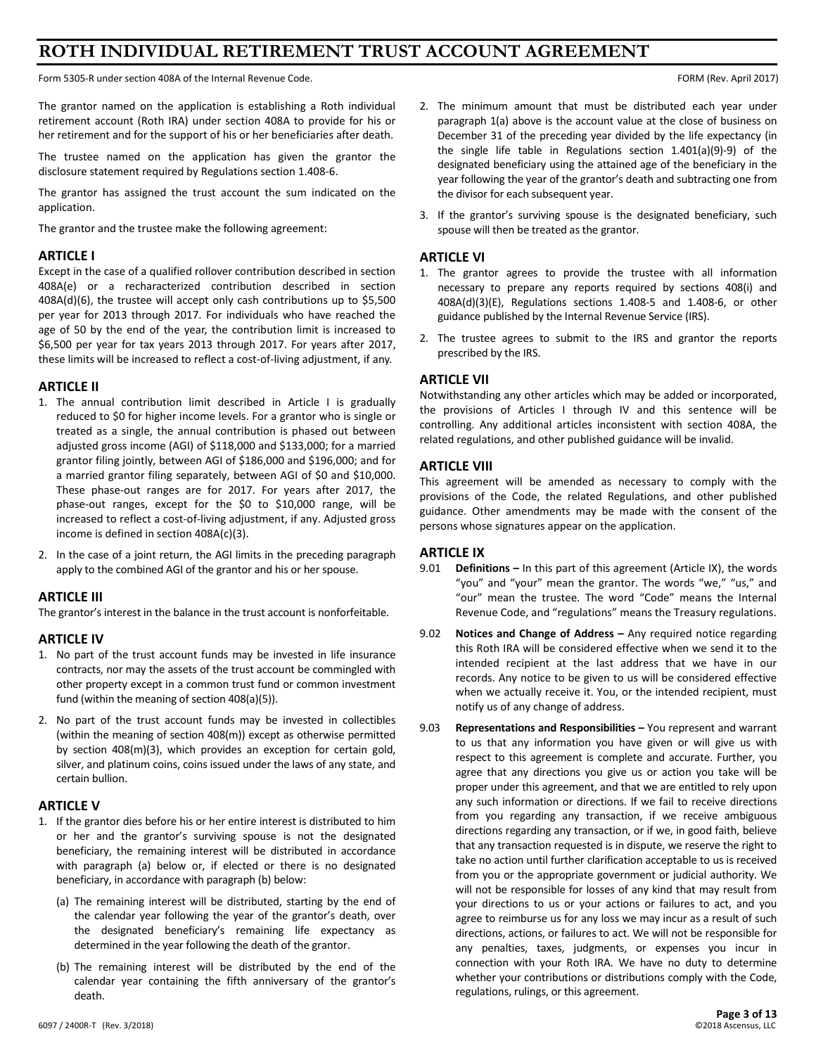# ROTH INDIVIDUAL RETIREMENT TRUST ACCOUNT AGREEMENT

Form 5305-R under section 408A of the Internal Revenue Code. FORM (Rev. April 2017)

The grantor named on the application is establishing a Roth individual retirement account (Roth IRA) under section 408A to provide for his or her retirement and for the support of his or her beneficiaries after death.

The trustee named on the application has given the grantor the disclosure statement required by Regulations section 1.408-6.

The grantor has assigned the trust account the sum indicated on the application.

The grantor and the trustee make the following agreement:

## ARTICLE I

Except in the case of a qualified rollover contribution described in section 408A(e) or a recharacterized contribution described in section 408A(d)(6), the trustee will accept only cash contributions up to $5,500 per year for 2013 through 2017. For individuals who have reached the age of 50 by the end of the year, the contribution limit is increased to $6,500 per year for tax years 2013 through 2017. For years after 2017, these limits will be increased to reflect a cost-of-living adjustment, if any.

## ARTICLE II

1. The annual contribution limit described in Article I is gradually reduced to $0 for higher income levels. For a grantor who is single or treated as a single, the annual contribution is phased out between adjusted gross income (AGI) of $118,000 and $133,000; for a married grantor filing jointly, between AGI of $186,000 and $196,000; and for a married grantor filing separately, between AGI of $0 and $10,000. These phase-out ranges are for 2017. For years after 2017, the phase-out ranges, except for the $0 to $10,000 range, will be increased to reflect a cost-of-living adjustment, if any. Adjusted gross income is defined in section 408A(c)(3).
2. In the case of a joint return, the AGI limits in the preceding paragraph apply to the combined AGI of the grantor and his or her spouse.

## ARTICLE III

The grantor's interest in the balance in the trust account is nonforfeitable.

## ARTICLE IV

1. No part of the trust account funds may be invested in life insurance contracts, nor may the assets of the trust account be commingled with other property except in a common trust fund or common investment fund (within the meaning of section 408(a)(5)).
2. No part of the trust account funds may be invested in collectibles (within the meaning of section 408(m)) except as otherwise permitted by section 408(m)(3), which provides an exception for certain gold, silver, and platinum coins, coins issued under the laws of any state, and certain bullion.

## ARTICLE V

1. If the grantor dies before his or her entire interest is distributed to him or her and the grantor's surviving spouse is not the designated beneficiary, the remaining interest will be distributed in accordance with paragraph (a) below or, if elected or there is no designated beneficiary, in accordance with paragraph (b) below:
   - (a) The remaining interest will be distributed, starting by the end of the calendar year following the year of the grantor's death, over the designated beneficiary's remaining life expectancy as determined in the year following the death of the grantor.
   - (b) The remaining interest will be distributed by the end of the calendar year containing the fifth anniversary of the grantor's death.
2. The minimum amount that must be distributed each year under paragraph 1(a) above is the account value at the close of business on December 31 of the preceding year divided by the life expectancy (in the single life table in Regulations section 1.401(a)(9)-9) of the designated beneficiary using the attained age of the beneficiary in the year following the year of the grantor's death and subtracting one from the divisor for each subsequent year.
3. If the grantor's surviving spouse is the designated beneficiary, such spouse will then be treated as the grantor.

## ARTICLE VI

1. The grantor agrees to provide the trustee with all information necessary to prepare any reports required by sections 408(i) and 408A(d)(3)(E), Regulations sections 1.408-5 and 1.408-6, or other guidance published by the Internal Revenue Service (IRS).
2. The trustee agrees to submit to the IRS and grantor the reports prescribed by the IRS.

## ARTICLE VII

Notwithstanding any other articles which may be added or incorporated, the provisions of Articles I through IV and this sentence will be controlling. Any additional articles inconsistent with section 408A, the related regulations, and other published guidance will be invalid.

## ARTICLE VIII

This agreement will be amended as necessary to comply with the provisions of the Code, the related Regulations, and other published guidance. Other amendments may be made with the consent of the persons whose signatures appear on the application.

## ARTICLE IX

9.01 **Definitions –** In this part of this agreement (Article IX), the words "you" and "your" mean the grantor. The words "we," "us," and "our" mean the trustee. The word "Code" means the Internal Revenue Code, and "regulations" means the Treasury regulations.

9.02 **Notices and Change of Address –** Any required notice regarding this Roth IRA will be considered effective when we send it to the intended recipient at the last address that we have in our records. Any notice to be given to us will be considered effective when we actually receive it. You, or the intended recipient, must notify us of any change of address.

9.03 **Representations and Responsibilities –** You represent and warrant to us that any information you have given or will give us with respect to this agreement is complete and accurate. Further, you agree that any directions you give us or action you take will be proper under this agreement, and that we are entitled to rely upon any such information or directions. If we fail to receive directions from you regarding any transaction, if we receive ambiguous directions regarding any transaction, or if we, in good faith, believe that any transaction requested is in dispute, we reserve the right to take no action until further clarification acceptable to us is received from you or the appropriate government or judicial authority. We will not be responsible for losses of any kind that may result from your directions to us or your actions or failures to act, and you agree to reimburse us for any loss we may incur as a result of such directions, actions, or failures to act. We will not be responsible for any penalties, taxes, judgments, or expenses you incur in connection with your Roth IRA. We have no duty to determine whether your contributions or distributions comply with the Code, regulations, rulings, or this agreement.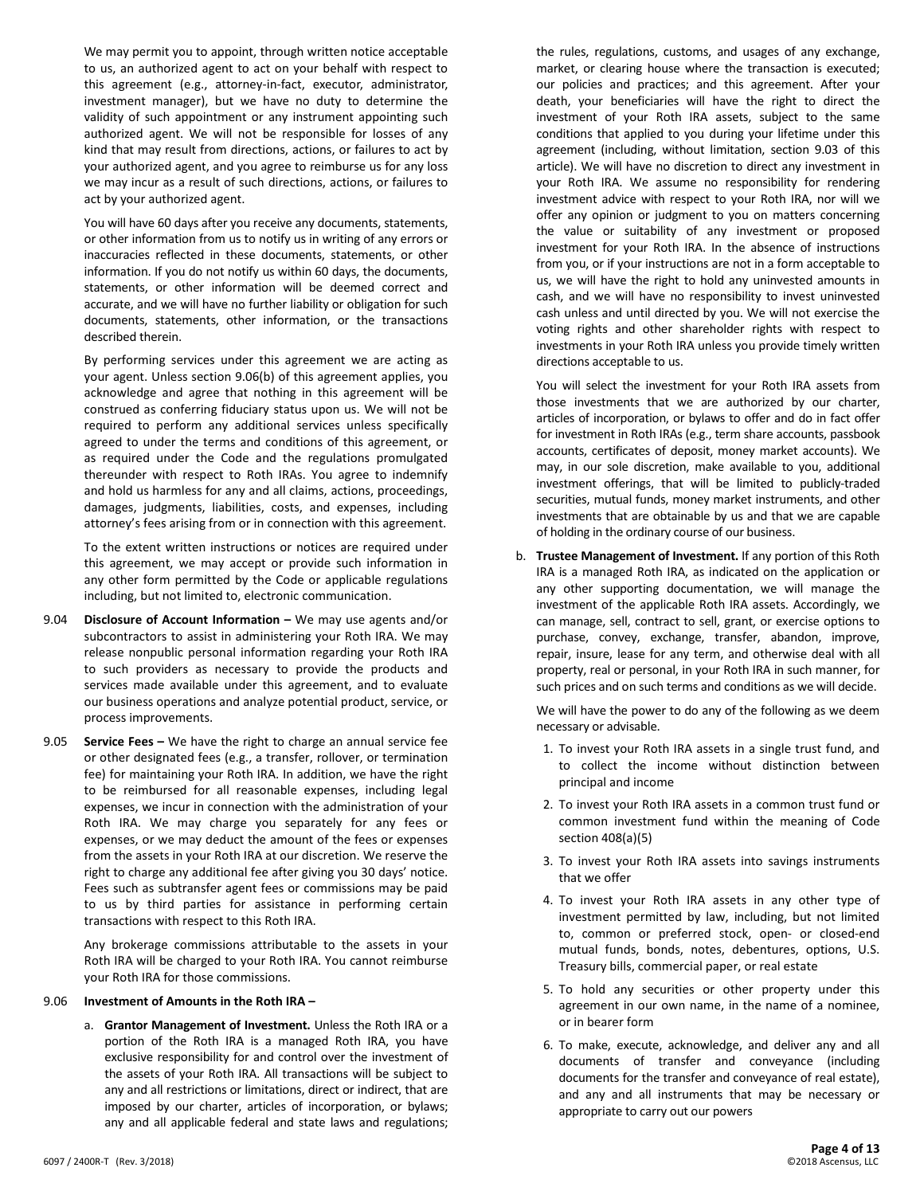We may permit you to appoint, through written notice acceptable to us, an authorized agent to act on your behalf with respect to this agreement (e.g., attorney-in-fact, executor, administrator, investment manager), but we have no duty to determine the validity of such appointment or any instrument appointing such authorized agent. We will not be responsible for losses of any kind that may result from directions, actions, or failures to act by your authorized agent, and you agree to reimburse us for any loss we may incur as a result of such directions, actions, or failures to act by your authorized agent.

You will have 60 days after you receive any documents, statements, or other information from us to notify us in writing of any errors or inaccuracies reflected in these documents, statements, or other information. If you do not notify us within 60 days, the documents, statements, or other information will be deemed correct and accurate, and we will have no further liability or obligation for such documents, statements, other information, or the transactions described therein.

By performing services under this agreement we are acting as your agent. Unless section 9.06(b) of this agreement applies, you acknowledge and agree that nothing in this agreement will be construed as conferring fiduciary status upon us. We will not be required to perform any additional services unless specifically agreed to under the terms and conditions of this agreement, or as required under the Code and the regulations promulgated thereunder with respect to Roth IRAs. You agree to indemnify and hold us harmless for any and all claims, actions, proceedings, damages, judgments, liabilities, costs, and expenses, including attorney's fees arising from or in connection with this agreement.

To the extent written instructions or notices are required under this agreement, we may accept or provide such information in any other form permitted by the Code or applicable regulations including, but not limited to, electronic communication.

9.04 **Disclosure of Account Information –** We may use agents and/or subcontractors to assist in administering your Roth IRA. We may release nonpublic personal information regarding your Roth IRA to such providers as necessary to provide the products and services made available under this agreement, and to evaluate our business operations and analyze potential product, service, or process improvements.

9.05 **Service Fees –** We have the right to charge an annual service fee or other designated fees (e.g., a transfer, rollover, or termination fee) for maintaining your Roth IRA. In addition, we have the right to be reimbursed for all reasonable expenses, including legal expenses, we incur in connection with the administration of your Roth IRA. We may charge you separately for any fees or expenses, or we may deduct the amount of the fees or expenses from the assets in your Roth IRA at our discretion. We reserve the right to charge any additional fee after giving you 30 days' notice. Fees such as subtransfer agent fees or commissions may be paid to us by third parties for assistance in performing certain transactions with respect to this Roth IRA.

Any brokerage commissions attributable to the assets in your Roth IRA will be charged to your Roth IRA. You cannot reimburse your Roth IRA for those commissions.

9.06 **Investment of Amounts in the Roth IRA –**

a. **Grantor Management of Investment.** Unless the Roth IRA or a portion of the Roth IRA is a managed Roth IRA, you have exclusive responsibility for and control over the investment of the assets of your Roth IRA. All transactions will be subject to any and all restrictions or limitations, direct or indirect, that are imposed by our charter, articles of incorporation, or bylaws; any and all applicable federal and state laws and regulations; the rules, regulations, customs, and usages of any exchange, market, or clearing house where the transaction is executed; our policies and practices; and this agreement. After your death, your beneficiaries will have the right to direct the investment of your Roth IRA assets, subject to the same conditions that applied to you during your lifetime under this agreement (including, without limitation, section 9.03 of this article). We will have no discretion to direct any investment in your Roth IRA. We assume no responsibility for rendering investment advice with respect to your Roth IRA, nor will we offer any opinion or judgment to you on matters concerning the value or suitability of any investment or proposed investment for your Roth IRA. In the absence of instructions from you, or if your instructions are not in a form acceptable to us, we will have the right to hold any uninvested amounts in cash, and we will have no responsibility to invest uninvested cash unless and until directed by you. We will not exercise the voting rights and other shareholder rights with respect to investments in your Roth IRA unless you provide timely written directions acceptable to us.

   You will select the investment for your Roth IRA assets from those investments that we are authorized by our charter, articles of incorporation, or bylaws to offer and do in fact offer for investment in Roth IRAs (e.g., term share accounts, passbook accounts, certificates of deposit, money market accounts). We may, in our sole discretion, make available to you, additional investment offerings, that will be limited to publicly-traded securities, mutual funds, money market instruments, and other investments that are obtainable by us and that we are capable of holding in the ordinary course of our business.

b. **Trustee Management of Investment.** If any portion of this Roth IRA is a managed Roth IRA, as indicated on the application or any other supporting documentation, we will manage the investment of the applicable Roth IRA assets. Accordingly, we can manage, sell, contract to sell, grant, or exercise options to purchase, convey, exchange, transfer, abandon, improve, repair, insure, lease for any term, and otherwise deal with all property, real or personal, in your Roth IRA in such manner, for such prices and on such terms and conditions as we will decide.

   We will have the power to do any of the following as we deem necessary or advisable.

   1. To invest your Roth IRA assets in a single trust fund, and to collect the income without distinction between principal and income
   2. To invest your Roth IRA assets in a common trust fund or common investment fund within the meaning of Code section 408(a)(5)
   3. To invest your Roth IRA assets into savings instruments that we offer
   4. To invest your Roth IRA assets in any other type of investment permitted by law, including, but not limited to, common or preferred stock, open- or closed-end mutual funds, bonds, notes, debentures, options, U.S. Treasury bills, commercial paper, or real estate
   5. To hold any securities or other property under this agreement in our own name, in the name of a nominee, or in bearer form
   6. To make, execute, acknowledge, and deliver any and all documents of transfer and conveyance (including documents for the transfer and conveyance of real estate), and any and all instruments that may be necessary or appropriate to carry out our powers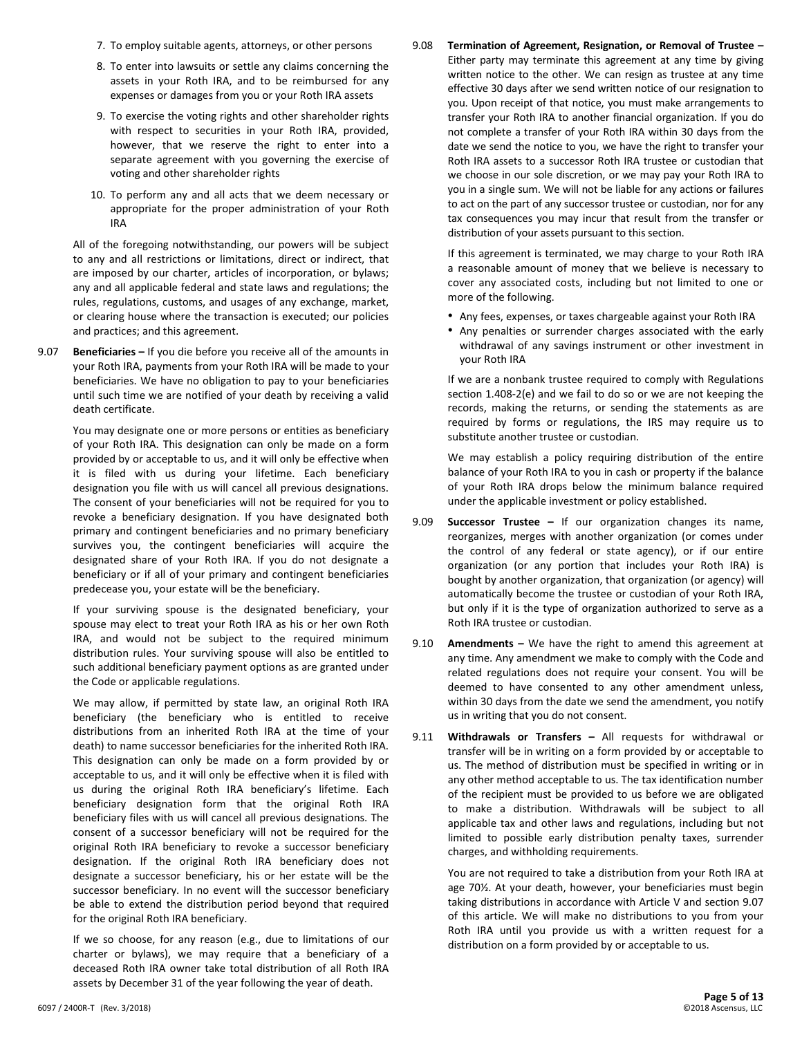7. To employ suitable agents, attorneys, or other persons
8. To enter into lawsuits or settle any claims concerning the assets in your Roth IRA, and to be reimbursed for any expenses or damages from you or your Roth IRA assets
9. To exercise the voting rights and other shareholder rights with respect to securities in your Roth IRA, provided, however, that we reserve the right to enter into a separate agreement with you governing the exercise of voting and other shareholder rights
10. To perform any and all acts that we deem necessary or appropriate for the proper administration of your Roth IRA

All of the foregoing notwithstanding, our powers will be subject to any and all restrictions or limitations, direct or indirect, that are imposed by our charter, articles of incorporation, or bylaws; any and all applicable federal and state laws and regulations; the rules, regulations, customs, and usages of any exchange, market, or clearing house where the transaction is executed; our policies and practices; and this agreement.

9.07 **Beneficiaries –** If you die before you receive all of the amounts in your Roth IRA, payments from your Roth IRA will be made to your beneficiaries. We have no obligation to pay to your beneficiaries until such time we are notified of your death by receiving a valid death certificate.

You may designate one or more persons or entities as beneficiary of your Roth IRA. This designation can only be made on a form provided by or acceptable to us, and it will only be effective when it is filed with us during your lifetime. Each beneficiary designation you file with us will cancel all previous designations. The consent of your beneficiaries will not be required for you to revoke a beneficiary designation. If you have designated both primary and contingent beneficiaries and no primary beneficiary survives you, the contingent beneficiaries will acquire the designated share of your Roth IRA. If you do not designate a beneficiary or if all of your primary and contingent beneficiaries predecease you, your estate will be the beneficiary.

If your surviving spouse is the designated beneficiary, your spouse may elect to treat your Roth IRA as his or her own Roth IRA, and would not be subject to the required minimum distribution rules. Your surviving spouse will also be entitled to such additional beneficiary payment options as are granted under the Code or applicable regulations.

We may allow, if permitted by state law, an original Roth IRA beneficiary (the beneficiary who is entitled to receive distributions from an inherited Roth IRA at the time of your death) to name successor beneficiaries for the inherited Roth IRA. This designation can only be made on a form provided by or acceptable to us, and it will only be effective when it is filed with us during the original Roth IRA beneficiary's lifetime. Each beneficiary designation form that the original Roth IRA beneficiary files with us will cancel all previous designations. The consent of a successor beneficiary will not be required for the original Roth IRA beneficiary to revoke a successor beneficiary designation. If the original Roth IRA beneficiary does not designate a successor beneficiary, his or her estate will be the successor beneficiary. In no event will the successor beneficiary be able to extend the distribution period beyond that required for the original Roth IRA beneficiary.

If we so choose, for any reason (e.g., due to limitations of our charter or bylaws), we may require that a beneficiary of a deceased Roth IRA owner take total distribution of all Roth IRA assets by December 31 of the year following the year of death.

9.08 **Termination of Agreement, Resignation, or Removal of Trustee –** Either party may terminate this agreement at any time by giving written notice to the other. We can resign as trustee at any time effective 30 days after we send written notice of our resignation to you. Upon receipt of that notice, you must make arrangements to transfer your Roth IRA to another financial organization. If you do not complete a transfer of your Roth IRA within 30 days from the date we send the notice to you, we have the right to transfer your Roth IRA assets to a successor Roth IRA trustee or custodian that we choose in our sole discretion, or we may pay your Roth IRA to you in a single sum. We will not be liable for any actions or failures to act on the part of any successor trustee or custodian, nor for any tax consequences you may incur that result from the transfer or distribution of your assets pursuant to this section.

If this agreement is terminated, we may charge to your Roth IRA a reasonable amount of money that we believe is necessary to cover any associated costs, including but not limited to one or more of the following.

- Any fees, expenses, or taxes chargeable against your Roth IRA
- Any penalties or surrender charges associated with the early withdrawal of any savings instrument or other investment in your Roth IRA

If we are a nonbank trustee required to comply with Regulations section 1.408-2(e) and we fail to do so or we are not keeping the records, making the returns, or sending the statements as are required by forms or regulations, the IRS may require us to substitute another trustee or custodian.

We may establish a policy requiring distribution of the entire balance of your Roth IRA to you in cash or property if the balance of your Roth IRA drops below the minimum balance required under the applicable investment or policy established.

9.09 **Successor Trustee –** If our organization changes its name, reorganizes, merges with another organization (or comes under the control of any federal or state agency), or if our entire organization (or any portion that includes your Roth IRA) is bought by another organization, that organization (or agency) will automatically become the trustee or custodian of your Roth IRA, but only if it is the type of organization authorized to serve as a Roth IRA trustee or custodian.

9.10 **Amendments –** We have the right to amend this agreement at any time. Any amendment we make to comply with the Code and related regulations does not require your consent. You will be deemed to have consented to any other amendment unless, within 30 days from the date we send the amendment, you notify us in writing that you do not consent.

9.11 **Withdrawals or Transfers –** All requests for withdrawal or transfer will be in writing on a form provided by or acceptable to us. The method of distribution must be specified in writing or in any other method acceptable to us. The tax identification number of the recipient must be provided to us before we are obligated to make a distribution. Withdrawals will be subject to all applicable tax and other laws and regulations, including but not limited to possible early distribution penalty taxes, surrender charges, and withholding requirements.

You are not required to take a distribution from your Roth IRA at age 70½. At your death, however, your beneficiaries must begin taking distributions in accordance with Article V and section 9.07 of this article. We will make no distributions to you from your Roth IRA until you provide us with a written request for a distribution on a form provided by or acceptable to us.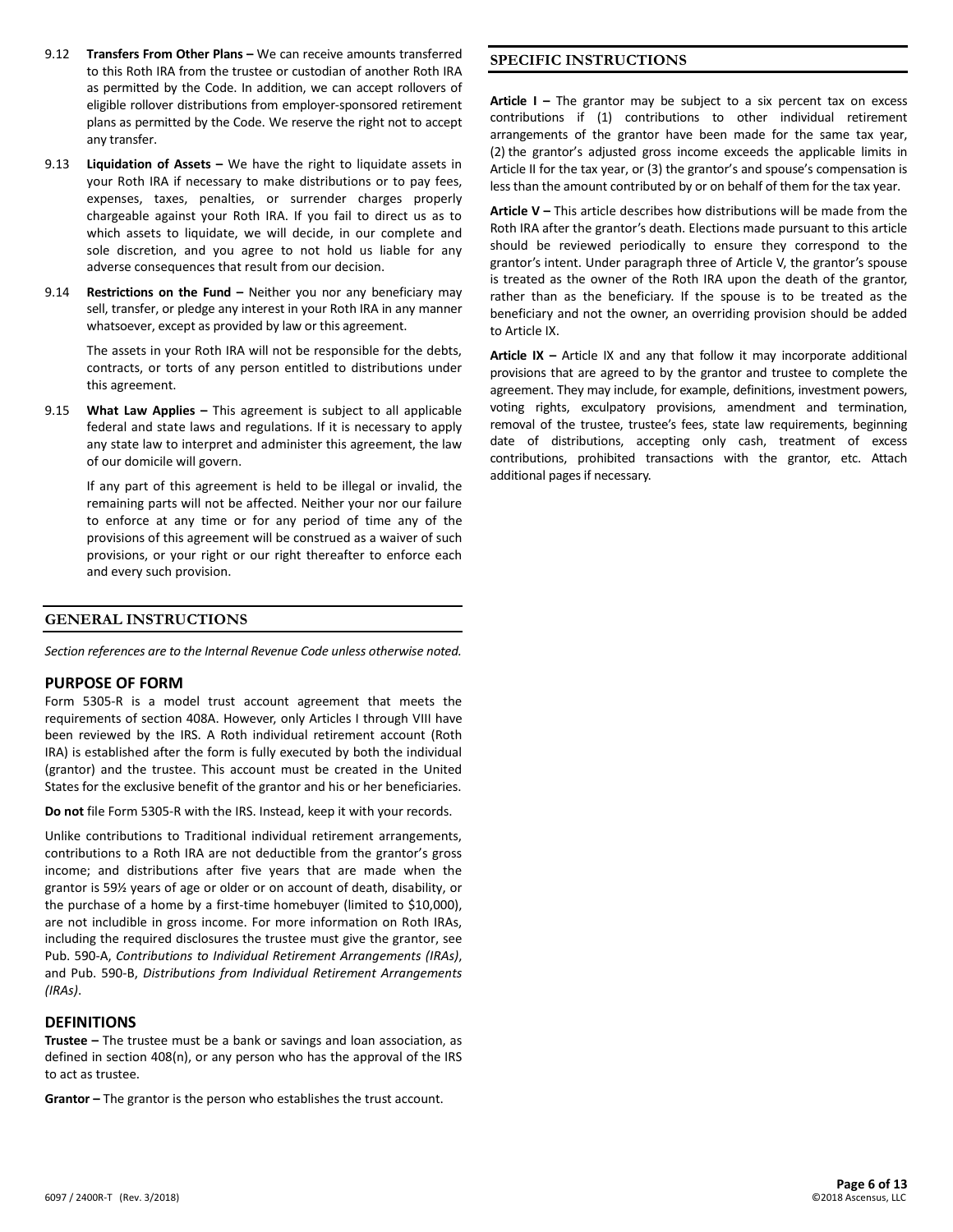9.12 **Transfers From Other Plans –** We can receive amounts transferred to this Roth IRA from the trustee or custodian of another Roth IRA as permitted by the Code. In addition, we can accept rollovers of eligible rollover distributions from employer-sponsored retirement plans as permitted by the Code. We reserve the right not to accept any transfer.

9.13 **Liquidation of Assets –** We have the right to liquidate assets in your Roth IRA if necessary to make distributions or to pay fees, expenses, taxes, penalties, or surrender charges properly chargeable against your Roth IRA. If you fail to direct us as to which assets to liquidate, we will decide, in our complete and sole discretion, and you agree to not hold us liable for any adverse consequences that result from our decision.

9.14 **Restrictions on the Fund –** Neither you nor any beneficiary may sell, transfer, or pledge any interest in your Roth IRA in any manner whatsoever, except as provided by law or this agreement.

The assets in your Roth IRA will not be responsible for the debts, contracts, or torts of any person entitled to distributions under this agreement.

9.15 **What Law Applies –** This agreement is subject to all applicable federal and state laws and regulations. If it is necessary to apply any state law to interpret and administer this agreement, the law of our domicile will govern.

If any part of this agreement is held to be illegal or invalid, the remaining parts will not be affected. Neither your nor our failure to enforce at any time or for any period of time any of the provisions of this agreement will be construed as a waiver of such provisions, or your right or our right thereafter to enforce each and every such provision.

## GENERAL INSTRUCTIONS

*Section references are to the Internal Revenue Code unless otherwise noted.*

### PURPOSE OF FORM

Form 5305-R is a model trust account agreement that meets the requirements of section 408A. However, only Articles I through VIII have been reviewed by the IRS. A Roth individual retirement account (Roth IRA) is established after the form is fully executed by both the individual (grantor) and the trustee. This account must be created in the United States for the exclusive benefit of the grantor and his or her beneficiaries.

**Do not** file Form 5305-R with the IRS. Instead, keep it with your records.

Unlike contributions to Traditional individual retirement arrangements, contributions to a Roth IRA are not deductible from the grantor's gross income; and distributions after five years that are made when the grantor is 59½ years of age or older or on account of death, disability, or the purchase of a home by a first-time homebuyer (limited to $10,000), are not includible in gross income. For more information on Roth IRAs, including the required disclosures the trustee must give the grantor, see Pub. 590-A, *Contributions to Individual Retirement Arrangements (IRAs)*, and Pub. 590-B, *Distributions from Individual Retirement Arrangements (IRAs)*.

### DEFINITIONS

**Trustee –** The trustee must be a bank or savings and loan association, as defined in section 408(n), or any person who has the approval of the IRS to act as trustee.

**Grantor –** The grantor is the person who establishes the trust account.

## SPECIFIC INSTRUCTIONS

**Article I –** The grantor may be subject to a six percent tax on excess contributions if (1) contributions to other individual retirement arrangements of the grantor have been made for the same tax year, (2) the grantor's adjusted gross income exceeds the applicable limits in Article II for the tax year, or (3) the grantor's and spouse's compensation is less than the amount contributed by or on behalf of them for the tax year.

**Article V –** This article describes how distributions will be made from the Roth IRA after the grantor's death. Elections made pursuant to this article should be reviewed periodically to ensure they correspond to the grantor's intent. Under paragraph three of Article V, the grantor's spouse is treated as the owner of the Roth IRA upon the death of the grantor, rather than as the beneficiary. If the spouse is to be treated as the beneficiary and not the owner, an overriding provision should be added to Article IX.

**Article IX –** Article IX and any that follow it may incorporate additional provisions that are agreed to by the grantor and trustee to complete the agreement. They may include, for example, definitions, investment powers, voting rights, exculpatory provisions, amendment and termination, removal of the trustee, trustee's fees, state law requirements, beginning date of distributions, accepting only cash, treatment of excess contributions, prohibited transactions with the grantor, etc. Attach additional pages if necessary.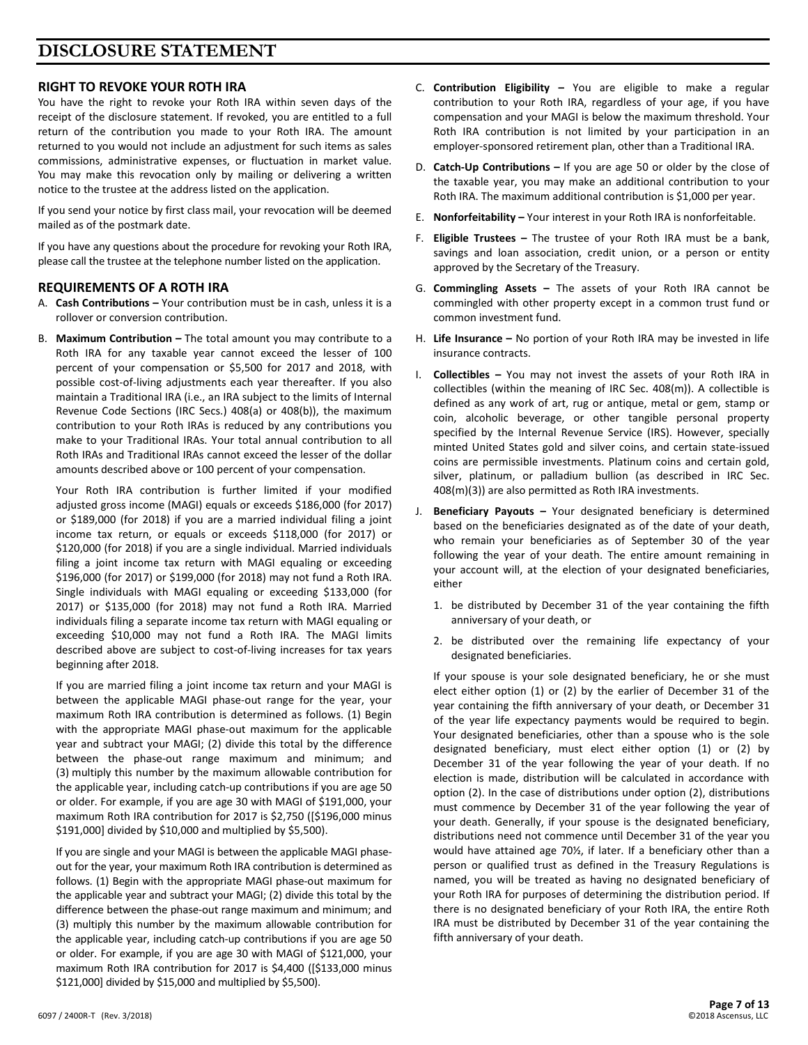# DISCLOSURE STATEMENT

## RIGHT TO REVOKE YOUR ROTH IRA

You have the right to revoke your Roth IRA within seven days of the receipt of the disclosure statement. If revoked, you are entitled to a full return of the contribution you made to your Roth IRA. The amount returned to you would not include an adjustment for such items as sales commissions, administrative expenses, or fluctuation in market value. You may make this revocation only by mailing or delivering a written notice to the trustee at the address listed on the application.

If you send your notice by first class mail, your revocation will be deemed mailed as of the postmark date.

If you have any questions about the procedure for revoking your Roth IRA, please call the trustee at the telephone number listed on the application.

## REQUIREMENTS OF A ROTH IRA

A. **Cash Contributions –** Your contribution must be in cash, unless it is a rollover or conversion contribution.

B. **Maximum Contribution –** The total amount you may contribute to a Roth IRA for any taxable year cannot exceed the lesser of 100 percent of your compensation or $5,500 for 2017 and 2018, with possible cost-of-living adjustments each year thereafter. If you also maintain a Traditional IRA (i.e., an IRA subject to the limits of Internal Revenue Code Sections (IRC Secs.) 408(a) or 408(b)), the maximum contribution to your Roth IRAs is reduced by any contributions you make to your Traditional IRAs. Your total annual contribution to all Roth IRAs and Traditional IRAs cannot exceed the lesser of the dollar amounts described above or 100 percent of your compensation.

   Your Roth IRA contribution is further limited if your modified adjusted gross income (MAGI) equals or exceeds $186,000 (for 2017) or $189,000 (for 2018) if you are a married individual filing a joint income tax return, or equals or exceeds $118,000 (for 2017) or $120,000 (for 2018) if you are a single individual. Married individuals filing a joint income tax return with MAGI equaling or exceeding $196,000 (for 2017) or $199,000 (for 2018) may not fund a Roth IRA. Single individuals with MAGI equaling or exceeding $133,000 (for 2017) or $135,000 (for 2018) may not fund a Roth IRA. Married individuals filing a separate income tax return with MAGI equaling or exceeding $10,000 may not fund a Roth IRA. The MAGI limits described above are subject to cost-of-living increases for tax years beginning after 2018.

   If you are married filing a joint income tax return and your MAGI is between the applicable MAGI phase-out range for the year, your maximum Roth IRA contribution is determined as follows. (1) Begin with the appropriate MAGI phase-out maximum for the applicable year and subtract your MAGI; (2) divide this total by the difference between the phase-out range maximum and minimum; and (3) multiply this number by the maximum allowable contribution for the applicable year, including catch-up contributions if you are age 50 or older. For example, if you are age 30 with MAGI of $191,000, your maximum Roth IRA contribution for 2017 is $2,750 ([$196,000 minus $191,000] divided by $10,000 and multiplied by $5,500).

   If you are single and your MAGI is between the applicable MAGI phase-out for the year, your maximum Roth IRA contribution is determined as follows. (1) Begin with the appropriate MAGI phase-out maximum for the applicable year and subtract your MAGI; (2) divide this total by the difference between the phase-out range maximum and minimum; and (3) multiply this number by the maximum allowable contribution for the applicable year, including catch-up contributions if you are age 50 or older. For example, if you are age 30 with MAGI of $121,000, your maximum Roth IRA contribution for 2017 is $4,400 ([$133,000 minus $121,000] divided by $15,000 and multiplied by $5,500).

C. **Contribution Eligibility –** You are eligible to make a regular contribution to your Roth IRA, regardless of your age, if you have compensation and your MAGI is below the maximum threshold. Your Roth IRA contribution is not limited by your participation in an employer-sponsored retirement plan, other than a Traditional IRA.

D. **Catch-Up Contributions –** If you are age 50 or older by the close of the taxable year, you may make an additional contribution to your Roth IRA. The maximum additional contribution is $1,000 per year.

E. **Nonforfeitability –** Your interest in your Roth IRA is nonforfeitable.

F. **Eligible Trustees –** The trustee of your Roth IRA must be a bank, savings and loan association, credit union, or a person or entity approved by the Secretary of the Treasury.

G. **Commingling Assets –** The assets of your Roth IRA cannot be commingled with other property except in a common trust fund or common investment fund.

H. **Life Insurance –** No portion of your Roth IRA may be invested in life insurance contracts.

I. **Collectibles –** You may not invest the assets of your Roth IRA in collectibles (within the meaning of IRC Sec. 408(m)). A collectible is defined as any work of art, rug or antique, metal or gem, stamp or coin, alcoholic beverage, or other tangible personal property specified by the Internal Revenue Service (IRS). However, specially minted United States gold and silver coins, and certain state-issued coins are permissible investments. Platinum coins and certain gold, silver, platinum, or palladium bullion (as described in IRC Sec. 408(m)(3)) are also permitted as Roth IRA investments.

J. **Beneficiary Payouts –** Your designated beneficiary is determined based on the beneficiaries designated as of the date of your death, who remain your beneficiaries as of September 30 of the year following the year of your death. The entire amount remaining in your account will, at the election of your designated beneficiaries, either

   1. be distributed by December 31 of the year containing the fifth anniversary of your death, or
   2. be distributed over the remaining life expectancy of your designated beneficiaries.

   If your spouse is your sole designated beneficiary, he or she must elect either option (1) or (2) by the earlier of December 31 of the year containing the fifth anniversary of your death, or December 31 of the year life expectancy payments would be required to begin. Your designated beneficiaries, other than a spouse who is the sole designated beneficiary, must elect either option (1) or (2) by December 31 of the year following the year of your death. If no election is made, distribution will be calculated in accordance with option (2). In the case of distributions under option (2), distributions must commence by December 31 of the year following the year of your death. Generally, if your spouse is the designated beneficiary, distributions need not commence until December 31 of the year you would have attained age 70½, if later. If a beneficiary other than a person or qualified trust as defined in the Treasury Regulations is named, you will be treated as having no designated beneficiary of your Roth IRA for purposes of determining the distribution period. If there is no designated beneficiary of your Roth IRA, the entire Roth IRA must be distributed by December 31 of the year containing the fifth anniversary of your death.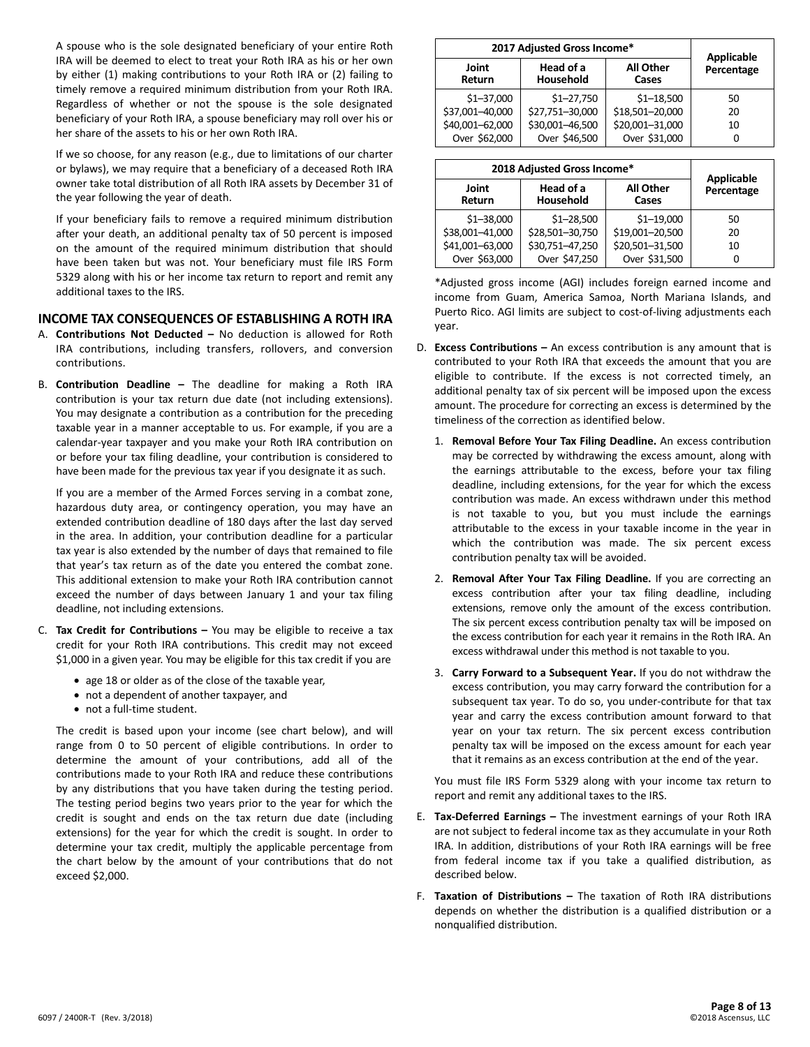A spouse who is the sole designated beneficiary of your entire Roth IRA will be deemed to elect to treat your Roth IRA as his or her own by either (1) making contributions to your Roth IRA or (2) failing to timely remove a required minimum distribution from your Roth IRA. Regardless of whether or not the spouse is the sole designated beneficiary of your Roth IRA, a spouse beneficiary may roll over his or her share of the assets to his or her own Roth IRA.

If we so choose, for any reason (e.g., due to limitations of our charter or bylaws), we may require that a beneficiary of a deceased Roth IRA owner take total distribution of all Roth IRA assets by December 31 of the year following the year of death.

If your beneficiary fails to remove a required minimum distribution after your death, an additional penalty tax of 50 percent is imposed on the amount of the required minimum distribution that should have been taken but was not. Your beneficiary must file IRS Form 5329 along with his or her income tax return to report and remit any additional taxes to the IRS.

## INCOME TAX CONSEQUENCES OF ESTABLISHING A ROTH IRA

A. **Contributions Not Deducted –** No deduction is allowed for Roth IRA contributions, including transfers, rollovers, and conversion contributions.

B. **Contribution Deadline –** The deadline for making a Roth IRA contribution is your tax return due date (not including extensions). You may designate a contribution as a contribution for the preceding taxable year in a manner acceptable to us. For example, if you are a calendar-year taxpayer and you make your Roth IRA contribution on or before your tax filing deadline, your contribution is considered to have been made for the previous tax year if you designate it as such.

   If you are a member of the Armed Forces serving in a combat zone, hazardous duty area, or contingency operation, you may have an extended contribution deadline of 180 days after the last day served in the area. In addition, your contribution deadline for a particular tax year is also extended by the number of days that remained to file that year's tax return as of the date you entered the combat zone. This additional extension to make your Roth IRA contribution cannot exceed the number of days between January 1 and your tax filing deadline, not including extensions.

C. **Tax Credit for Contributions –** You may be eligible to receive a tax credit for your Roth IRA contributions. This credit may not exceed $1,000 in a given year. You may be eligible for this tax credit if you are

   - age 18 or older as of the close of the taxable year,
   - not a dependent of another taxpayer, and
   - not a full-time student.

   The credit is based upon your income (see chart below), and will range from 0 to 50 percent of eligible contributions. In order to determine the amount of your contributions, add all of the contributions made to your Roth IRA and reduce these contributions by any distributions that you have taken during the testing period. The testing period begins two years prior to the year for which the credit is sought and ends on the tax return due date (including extensions) for the year for which the credit is sought. In order to determine your tax credit, multiply the applicable percentage from the chart below by the amount of your contributions that do not exceed $2,000.

| 2017 Adjusted Gross Income* | | | Applicable Percentage |
|---|---|---|---|
| Joint Return | Head of a Household | All Other Cases | |
| $1–37,000 | $1–27,750 | $1–18,500 | 50 |
| $37,001–40,000 | $27,751–30,000 | $18,501–20,000 | 20 |
| $40,001–62,000 | $30,001–46,500 | $20,001–31,000 | 10 |
| Over $62,000 | Over $46,500 | Over $31,000 | 0 |

| 2018 Adjusted Gross Income* | | | Applicable Percentage |
|---|---|---|---|
| Joint Return | Head of a Household | All Other Cases | |
| $1–38,000 | $1–28,500 | $1–19,000 | 50 |
| $38,001–41,000 | $28,501–30,750 | $19,001–20,500 | 20 |
| $41,001–63,000 | $30,751–47,250 | $20,501–31,500 | 10 |
| Over $63,000 | Over $47,250 | Over $31,500 | 0 |

*Adjusted gross income (AGI) includes foreign earned income and income from Guam, America Samoa, North Mariana Islands, and Puerto Rico. AGI limits are subject to cost-of-living adjustments each year.

D. **Excess Contributions –** An excess contribution is any amount that is contributed to your Roth IRA that exceeds the amount that you are eligible to contribute. If the excess is not corrected timely, an additional penalty tax of six percent will be imposed upon the excess amount. The procedure for correcting an excess is determined by the timeliness of the correction as identified below.

   1. **Removal Before Your Tax Filing Deadline.** An excess contribution may be corrected by withdrawing the excess amount, along with the earnings attributable to the excess, before your tax filing deadline, including extensions, for the year for which the excess contribution was made. An excess withdrawn under this method is not taxable to you, but you must include the earnings attributable to the excess in your taxable income in the year in which the contribution was made. The six percent excess contribution penalty tax will be avoided.

   2. **Removal After Your Tax Filing Deadline.** If you are correcting an excess contribution after your tax filing deadline, including extensions, remove only the amount of the excess contribution. The six percent excess contribution penalty tax will be imposed on the excess contribution for each year it remains in the Roth IRA. An excess withdrawal under this method is not taxable to you.

   3. **Carry Forward to a Subsequent Year.** If you do not withdraw the excess contribution, you may carry forward the contribution for a subsequent tax year. To do so, you under-contribute for that tax year and carry the excess contribution amount forward to that year on your tax return. The six percent excess contribution penalty tax will be imposed on the excess amount for each year that it remains as an excess contribution at the end of the year.

   You must file IRS Form 5329 along with your income tax return to report and remit any additional taxes to the IRS.

E. **Tax-Deferred Earnings –** The investment earnings of your Roth IRA are not subject to federal income tax as they accumulate in your Roth IRA. In addition, distributions of your Roth IRA earnings will be free from federal income tax if you take a qualified distribution, as described below.

F. **Taxation of Distributions –** The taxation of Roth IRA distributions depends on whether the distribution is a qualified distribution or a nonqualified distribution.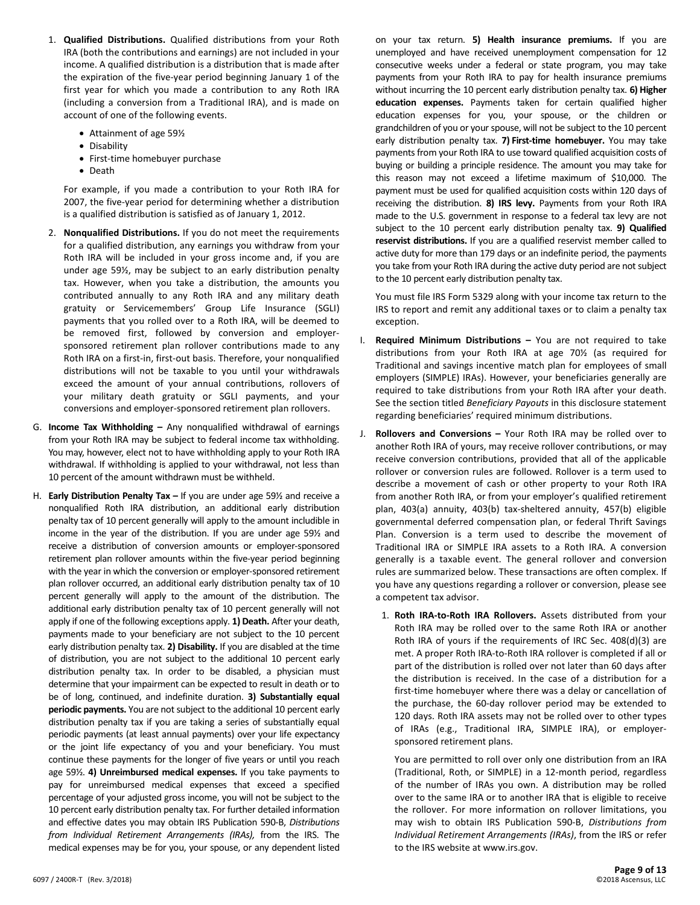1. **Qualified Distributions.** Qualified distributions from your Roth IRA (both the contributions and earnings) are not included in your income. A qualified distribution is a distribution that is made after the expiration of the five-year period beginning January 1 of the first year for which you made a contribution to any Roth IRA (including a conversion from a Traditional IRA), and is made on account of one of the following events.

   - Attainment of age 59½
   - Disability
   - First-time homebuyer purchase
   - Death

   For example, if you made a contribution to your Roth IRA for 2007, the five-year period for determining whether a distribution is a qualified distribution is satisfied as of January 1, 2012.

2. **Nonqualified Distributions.** If you do not meet the requirements for a qualified distribution, any earnings you withdraw from your Roth IRA will be included in your gross income and, if you are under age 59½, may be subject to an early distribution penalty tax. However, when you take a distribution, the amounts you contributed annually to any Roth IRA and any military death gratuity or Servicemembers' Group Life Insurance (SGLI) payments that you rolled over to a Roth IRA, will be deemed to be removed first, followed by conversion and employer-sponsored retirement plan rollover contributions made to any Roth IRA on a first-in, first-out basis. Therefore, your nonqualified distributions will not be taxable to you until your withdrawals exceed the amount of your annual contributions, rollovers of your military death gratuity or SGLI payments, and your conversions and employer-sponsored retirement plan rollovers.

G. **Income Tax Withholding –** Any nonqualified withdrawal of earnings from your Roth IRA may be subject to federal income tax withholding. You may, however, elect not to have withholding apply to your Roth IRA withdrawal. If withholding is applied to your withdrawal, not less than 10 percent of the amount withdrawn must be withheld.

H. **Early Distribution Penalty Tax –** If you are under age 59½ and receive a nonqualified Roth IRA distribution, an additional early distribution penalty tax of 10 percent generally will apply to the amount includible in income in the year of the distribution. If you are under age 59½ and receive a distribution of conversion amounts or employer-sponsored retirement plan rollover amounts within the five-year period beginning with the year in which the conversion or employer-sponsored retirement plan rollover occurred, an additional early distribution penalty tax of 10 percent generally will apply to the amount of the distribution. The additional early distribution penalty tax of 10 percent generally will not apply if one of the following exceptions apply. **1) Death.** After your death, payments made to your beneficiary are not subject to the 10 percent early distribution penalty tax. **2) Disability.** If you are disabled at the time of distribution, you are not subject to the additional 10 percent early distribution penalty tax. In order to be disabled, a physician must determine that your impairment can be expected to result in death or to be of long, continued, and indefinite duration. **3) Substantially equal periodic payments.** You are not subject to the additional 10 percent early distribution penalty tax if you are taking a series of substantially equal periodic payments (at least annual payments) over your life expectancy or the joint life expectancy of you and your beneficiary. You must continue these payments for the longer of five years or until you reach age 59½. **4) Unreimbursed medical expenses.** If you take payments to pay for unreimbursed medical expenses that exceed a specified percentage of your adjusted gross income, you will not be subject to the 10 percent early distribution penalty tax. For further detailed information and effective dates you may obtain IRS Publication 590-B, *Distributions from Individual Retirement Arrangements (IRAs),* from the IRS. The medical expenses may be for you, your spouse, or any dependent listed on your tax return. **5) Health insurance premiums.** If you are unemployed and have received unemployment compensation for 12 consecutive weeks under a federal or state program, you may take payments from your Roth IRA to pay for health insurance premiums without incurring the 10 percent early distribution penalty tax. **6) Higher education expenses.** Payments taken for certain qualified higher education expenses for you, your spouse, or the children or grandchildren of you or your spouse, will not be subject to the 10 percent early distribution penalty tax. **7) First-time homebuyer.** You may take payments from your Roth IRA to use toward qualified acquisition costs of buying or building a principle residence. The amount you may take for this reason may not exceed a lifetime maximum of $10,000. The payment must be used for qualified acquisition costs within 120 days of receiving the distribution. **8) IRS levy.** Payments from your Roth IRA made to the U.S. government in response to a federal tax levy are not subject to the 10 percent early distribution penalty tax. **9) Qualified reservist distributions.** If you are a qualified reservist member called to active duty for more than 179 days or an indefinite period, the payments you take from your Roth IRA during the active duty period are not subject to the 10 percent early distribution penalty tax.

   You must file IRS Form 5329 along with your income tax return to the IRS to report and remit any additional taxes or to claim a penalty tax exception.

I. **Required Minimum Distributions –** You are not required to take distributions from your Roth IRA at age 70½ (as required for Traditional and savings incentive match plan for employees of small employers (SIMPLE) IRAs). However, your beneficiaries generally are required to take distributions from your Roth IRA after your death. See the section titled *Beneficiary Payouts* in this disclosure statement regarding beneficiaries' required minimum distributions.

J. **Rollovers and Conversions –** Your Roth IRA may be rolled over to another Roth IRA of yours, may receive rollover contributions, or may receive conversion contributions, provided that all of the applicable rollover or conversion rules are followed. Rollover is a term used to describe a movement of cash or other property to your Roth IRA from another Roth IRA, or from your employer's qualified retirement plan, 403(a) annuity, 403(b) tax-sheltered annuity, 457(b) eligible governmental deferred compensation plan, or federal Thrift Savings Plan. Conversion is a term used to describe the movement of Traditional IRA or SIMPLE IRA assets to a Roth IRA. A conversion generally is a taxable event. The general rollover and conversion rules are summarized below. These transactions are often complex. If you have any questions regarding a rollover or conversion, please see a competent tax advisor.

   1. **Roth IRA-to-Roth IRA Rollovers.** Assets distributed from your Roth IRA may be rolled over to the same Roth IRA or another Roth IRA of yours if the requirements of IRC Sec. 408(d)(3) are met. A proper Roth IRA-to-Roth IRA rollover is completed if all or part of the distribution is rolled over not later than 60 days after the distribution is received. In the case of a distribution for a first-time homebuyer where there was a delay or cancellation of the purchase, the 60-day rollover period may be extended to 120 days. Roth IRA assets may not be rolled over to other types of IRAs (e.g., Traditional IRA, SIMPLE IRA), or employer-sponsored retirement plans.

      You are permitted to roll over only one distribution from an IRA (Traditional, Roth, or SIMPLE) in a 12-month period, regardless of the number of IRAs you own. A distribution may be rolled over to the same IRA or to another IRA that is eligible to receive the rollover. For more information on rollover limitations, you may wish to obtain IRS Publication 590-B, *Distributions from Individual Retirement Arrangements (IRAs)*, from the IRS or refer to the IRS website at www.irs.gov.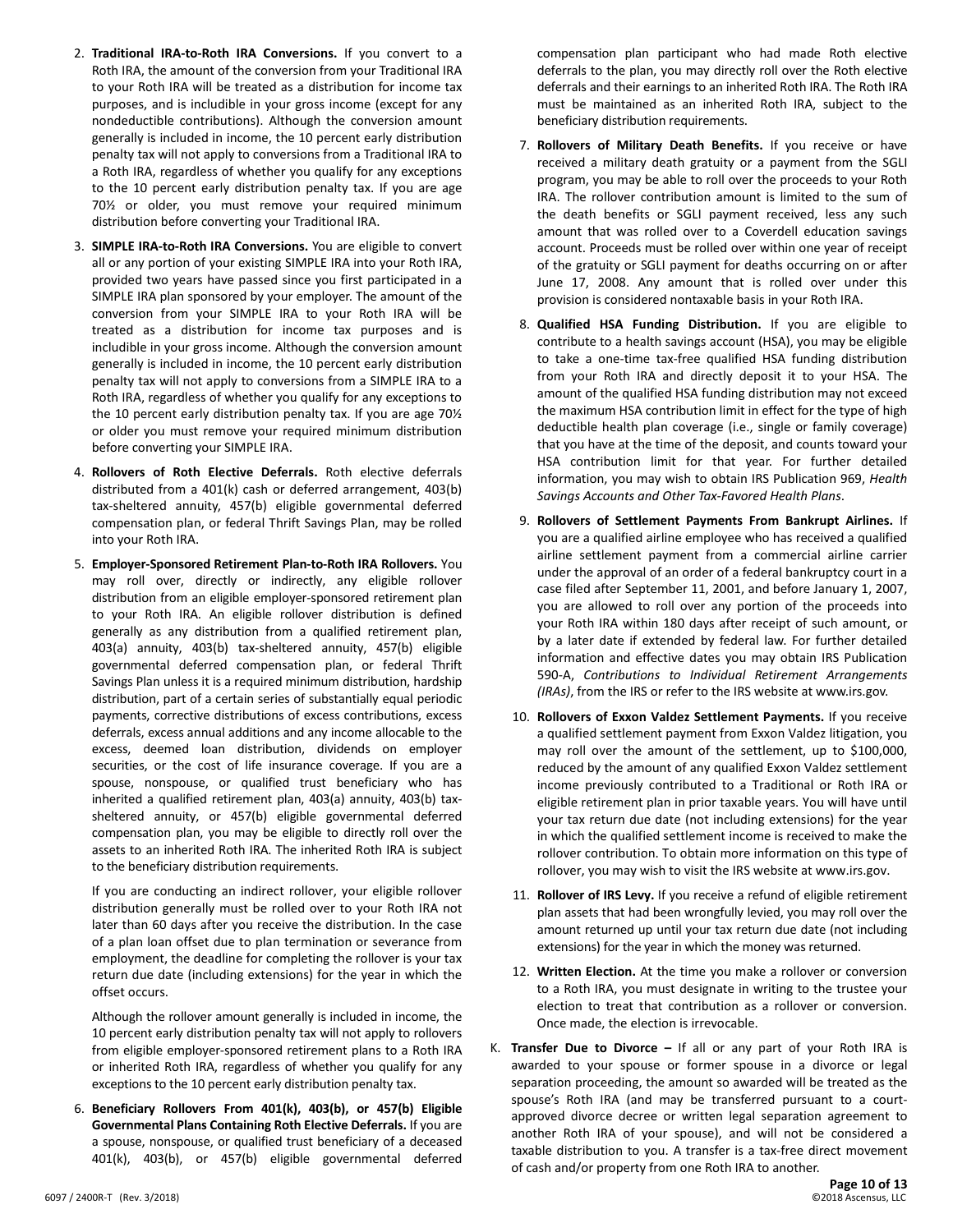2. **Traditional IRA-to-Roth IRA Conversions.** If you convert to a Roth IRA, the amount of the conversion from your Traditional IRA to your Roth IRA will be treated as a distribution for income tax purposes, and is includible in your gross income (except for any nondeductible contributions). Although the conversion amount generally is included in income, the 10 percent early distribution penalty tax will not apply to conversions from a Traditional IRA to a Roth IRA, regardless of whether you qualify for any exceptions to the 10 percent early distribution penalty tax. If you are age 70½ or older, you must remove your required minimum distribution before converting your Traditional IRA.

3. **SIMPLE IRA-to-Roth IRA Conversions.** You are eligible to convert all or any portion of your existing SIMPLE IRA into your Roth IRA, provided two years have passed since you first participated in a SIMPLE IRA plan sponsored by your employer. The amount of the conversion from your SIMPLE IRA to your Roth IRA will be treated as a distribution for income tax purposes and is includible in your gross income. Although the conversion amount generally is included in income, the 10 percent early distribution penalty tax will not apply to conversions from a SIMPLE IRA to a Roth IRA, regardless of whether you qualify for any exceptions to the 10 percent early distribution penalty tax. If you are age 70½ or older you must remove your required minimum distribution before converting your SIMPLE IRA.

4. **Rollovers of Roth Elective Deferrals.** Roth elective deferrals distributed from a 401(k) cash or deferred arrangement, 403(b) tax-sheltered annuity, 457(b) eligible governmental deferred compensation plan, or federal Thrift Savings Plan, may be rolled into your Roth IRA.

5. **Employer-Sponsored Retirement Plan-to-Roth IRA Rollovers.** You may roll over, directly or indirectly, any eligible rollover distribution from an eligible employer-sponsored retirement plan to your Roth IRA. An eligible rollover distribution is defined generally as any distribution from a qualified retirement plan, 403(a) annuity, 403(b) tax-sheltered annuity, 457(b) eligible governmental deferred compensation plan, or federal Thrift Savings Plan unless it is a required minimum distribution, hardship distribution, part of a certain series of substantially equal periodic payments, corrective distributions of excess contributions, excess deferrals, excess annual additions and any income allocable to the excess, deemed loan distribution, dividends on employer securities, or the cost of life insurance coverage. If you are a spouse, nonspouse, or qualified trust beneficiary who has inherited a qualified retirement plan, 403(a) annuity, 403(b) tax-sheltered annuity, or 457(b) eligible governmental deferred compensation plan, you may be eligible to directly roll over the assets to an inherited Roth IRA. The inherited Roth IRA is subject to the beneficiary distribution requirements.

   If you are conducting an indirect rollover, your eligible rollover distribution generally must be rolled over to your Roth IRA not later than 60 days after you receive the distribution. In the case of a plan loan offset due to plan termination or severance from employment, the deadline for completing the rollover is your tax return due date (including extensions) for the year in which the offset occurs.

   Although the rollover amount generally is included in income, the 10 percent early distribution penalty tax will not apply to rollovers from eligible employer-sponsored retirement plans to a Roth IRA or inherited Roth IRA, regardless of whether you qualify for any exceptions to the 10 percent early distribution penalty tax.

6. **Beneficiary Rollovers From 401(k), 403(b), or 457(b) Eligible Governmental Plans Containing Roth Elective Deferrals.** If you are a spouse, nonspouse, or qualified trust beneficiary of a deceased 401(k), 403(b), or 457(b) eligible governmental deferred compensation plan participant who had made Roth elective deferrals to the plan, you may directly roll over the Roth elective deferrals and their earnings to an inherited Roth IRA. The Roth IRA must be maintained as an inherited Roth IRA, subject to the beneficiary distribution requirements.

7. **Rollovers of Military Death Benefits.** If you receive or have received a military death gratuity or a payment from the SGLI program, you may be able to roll over the proceeds to your Roth IRA. The rollover contribution amount is limited to the sum of the death benefits or SGLI payment received, less any such amount that was rolled over to a Coverdell education savings account. Proceeds must be rolled over within one year of receipt of the gratuity or SGLI payment for deaths occurring on or after June 17, 2008. Any amount that is rolled over under this provision is considered nontaxable basis in your Roth IRA.

8. **Qualified HSA Funding Distribution.** If you are eligible to contribute to a health savings account (HSA), you may be eligible to take a one-time tax-free qualified HSA funding distribution from your Roth IRA and directly deposit it to your HSA. The amount of the qualified HSA funding distribution may not exceed the maximum HSA contribution limit in effect for the type of high deductible health plan coverage (i.e., single or family coverage) that you have at the time of the deposit, and counts toward your HSA contribution limit for that year. For further detailed information, you may wish to obtain IRS Publication 969, *Health Savings Accounts and Other Tax-Favored Health Plans*.

9. **Rollovers of Settlement Payments From Bankrupt Airlines.** If you are a qualified airline employee who has received a qualified airline settlement payment from a commercial airline carrier under the approval of an order of a federal bankruptcy court in a case filed after September 11, 2001, and before January 1, 2007, you are allowed to roll over any portion of the proceeds into your Roth IRA within 180 days after receipt of such amount, or by a later date if extended by federal law. For further detailed information and effective dates you may obtain IRS Publication 590-A, *Contributions to Individual Retirement Arrangements (IRAs)*, from the IRS or refer to the IRS website at www.irs.gov.

10. **Rollovers of Exxon Valdez Settlement Payments.** If you receive a qualified settlement payment from Exxon Valdez litigation, you may roll over the amount of the settlement, up to $100,000, reduced by the amount of any qualified Exxon Valdez settlement income previously contributed to a Traditional or Roth IRA or eligible retirement plan in prior taxable years. You will have until your tax return due date (not including extensions) for the year in which the qualified settlement income is received to make the rollover contribution. To obtain more information on this type of rollover, you may wish to visit the IRS website at www.irs.gov.

11. **Rollover of IRS Levy.** If you receive a refund of eligible retirement plan assets that had been wrongfully levied, you may roll over the amount returned up until your tax return due date (not including extensions) for the year in which the money was returned.

12. **Written Election.** At the time you make a rollover or conversion to a Roth IRA, you must designate in writing to the trustee your election to treat that contribution as a rollover or conversion. Once made, the election is irrevocable.

K. **Transfer Due to Divorce –** If all or any part of your Roth IRA is awarded to your spouse or former spouse in a divorce or legal separation proceeding, the amount so awarded will be treated as the spouse's Roth IRA (and may be transferred pursuant to a court-approved divorce decree or written legal separation agreement to another Roth IRA of your spouse), and will not be considered a taxable distribution to you. A transfer is a tax-free direct movement of cash and/or property from one Roth IRA to another.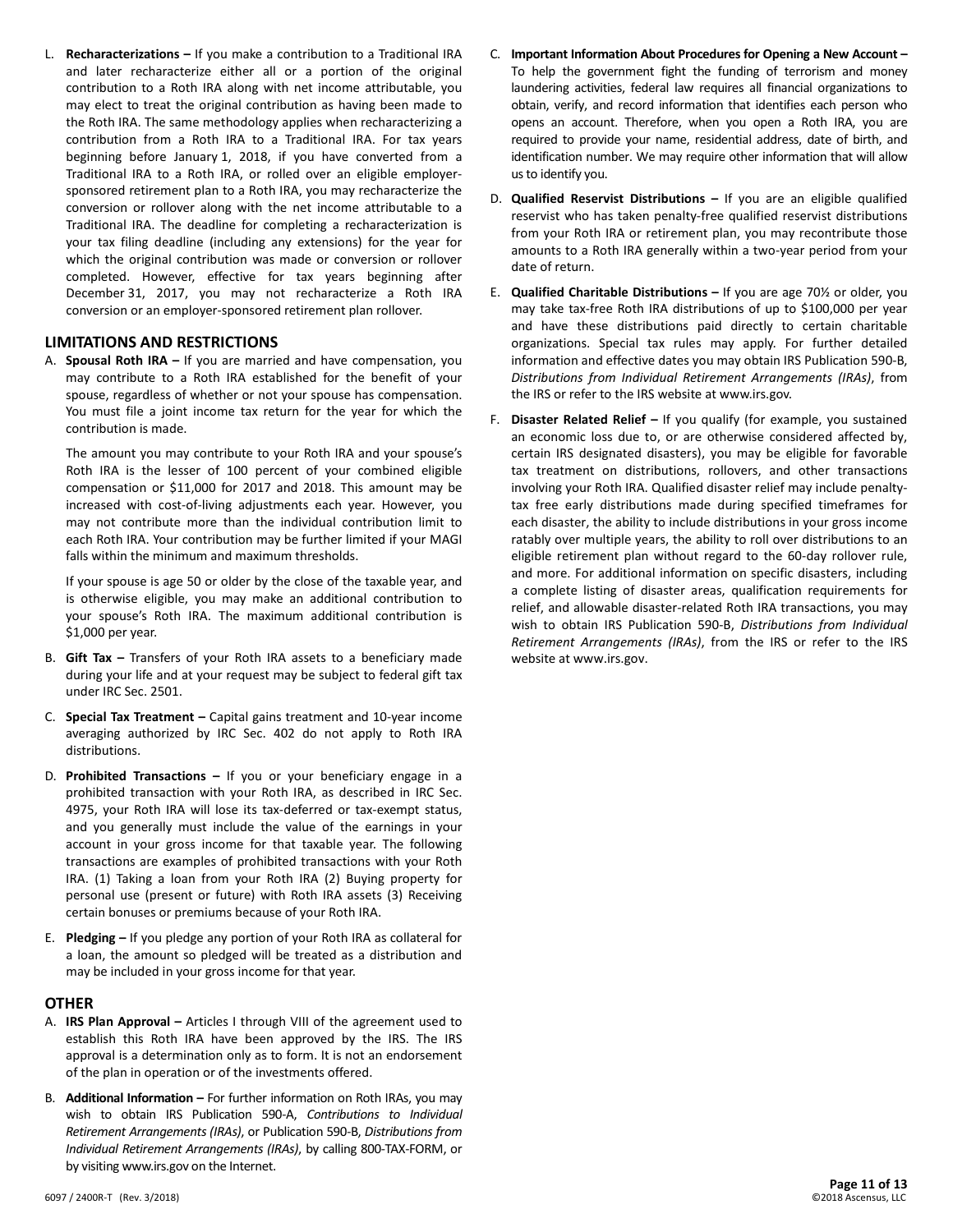L. **Recharacterizations –** If you make a contribution to a Traditional IRA and later recharacterize either all or a portion of the original contribution to a Roth IRA along with net income attributable, you may elect to treat the original contribution as having been made to the Roth IRA. The same methodology applies when recharacterizing a contribution from a Roth IRA to a Traditional IRA. For tax years beginning before January 1, 2018, if you have converted from a Traditional IRA to a Roth IRA, or rolled over an eligible employer-sponsored retirement plan to a Roth IRA, you may recharacterize the conversion or rollover along with the net income attributable to a Traditional IRA. The deadline for completing a recharacterization is your tax filing deadline (including any extensions) for the year for which the original contribution was made or conversion or rollover completed. However, effective for tax years beginning after December 31, 2017, you may not recharacterize a Roth IRA conversion or an employer-sponsored retirement plan rollover.

## LIMITATIONS AND RESTRICTIONS

A. **Spousal Roth IRA –** If you are married and have compensation, you may contribute to a Roth IRA established for the benefit of your spouse, regardless of whether or not your spouse has compensation. You must file a joint income tax return for the year for which the contribution is made.

   The amount you may contribute to your Roth IRA and your spouse's Roth IRA is the lesser of 100 percent of your combined eligible compensation or $11,000 for 2017 and 2018. This amount may be increased with cost-of-living adjustments each year. However, you may not contribute more than the individual contribution limit to each Roth IRA. Your contribution may be further limited if your MAGI falls within the minimum and maximum thresholds.

   If your spouse is age 50 or older by the close of the taxable year, and is otherwise eligible, you may make an additional contribution to your spouse's Roth IRA. The maximum additional contribution is $1,000 per year.

B. **Gift Tax –** Transfers of your Roth IRA assets to a beneficiary made during your life and at your request may be subject to federal gift tax under IRC Sec. 2501.

C. **Special Tax Treatment –** Capital gains treatment and 10-year income averaging authorized by IRC Sec. 402 do not apply to Roth IRA distributions.

D. **Prohibited Transactions –** If you or your beneficiary engage in a prohibited transaction with your Roth IRA, as described in IRC Sec. 4975, your Roth IRA will lose its tax-deferred or tax-exempt status, and you generally must include the value of the earnings in your account in your gross income for that taxable year. The following transactions are examples of prohibited transactions with your Roth IRA. (1) Taking a loan from your Roth IRA (2) Buying property for personal use (present or future) with Roth IRA assets (3) Receiving certain bonuses or premiums because of your Roth IRA.

E. **Pledging –** If you pledge any portion of your Roth IRA as collateral for a loan, the amount so pledged will be treated as a distribution and may be included in your gross income for that year.

## OTHER

A. **IRS Plan Approval –** Articles I through VIII of the agreement used to establish this Roth IRA have been approved by the IRS. The IRS approval is a determination only as to form. It is not an endorsement of the plan in operation or of the investments offered.

B. **Additional Information –** For further information on Roth IRAs, you may wish to obtain IRS Publication 590-A, *Contributions to Individual Retirement Arrangements (IRAs)*, or Publication 590-B, *Distributions from Individual Retirement Arrangements (IRAs)*, by calling 800-TAX-FORM, or by visiting www.irs.gov on the Internet.

C. **Important Information About Procedures for Opening a New Account –** To help the government fight the funding of terrorism and money laundering activities, federal law requires all financial organizations to obtain, verify, and record information that identifies each person who opens an account. Therefore, when you open a Roth IRA, you are required to provide your name, residential address, date of birth, and identification number. We may require other information that will allow us to identify you.

D. **Qualified Reservist Distributions –** If you are an eligible qualified reservist who has taken penalty-free qualified reservist distributions from your Roth IRA or retirement plan, you may recontribute those amounts to a Roth IRA generally within a two-year period from your date of return.

E. **Qualified Charitable Distributions –** If you are age 70½ or older, you may take tax-free Roth IRA distributions of up to $100,000 per year and have these distributions paid directly to certain charitable organizations. Special tax rules may apply. For further detailed information and effective dates you may obtain IRS Publication 590-B, *Distributions from Individual Retirement Arrangements (IRAs)*, from the IRS or refer to the IRS website at www.irs.gov.

F. **Disaster Related Relief –** If you qualify (for example, you sustained an economic loss due to, or are otherwise considered affected by, certain IRS designated disasters), you may be eligible for favorable tax treatment on distributions, rollovers, and other transactions involving your Roth IRA. Qualified disaster relief may include penalty-tax free early distributions made during specified timeframes for each disaster, the ability to include distributions in your gross income ratably over multiple years, the ability to roll over distributions to an eligible retirement plan without regard to the 60-day rollover rule, and more. For additional information on specific disasters, including a complete listing of disaster areas, qualification requirements for relief, and allowable disaster-related Roth IRA transactions, you may wish to obtain IRS Publication 590-B, *Distributions from Individual Retirement Arrangements (IRAs)*, from the IRS or refer to the IRS website at www.irs.gov.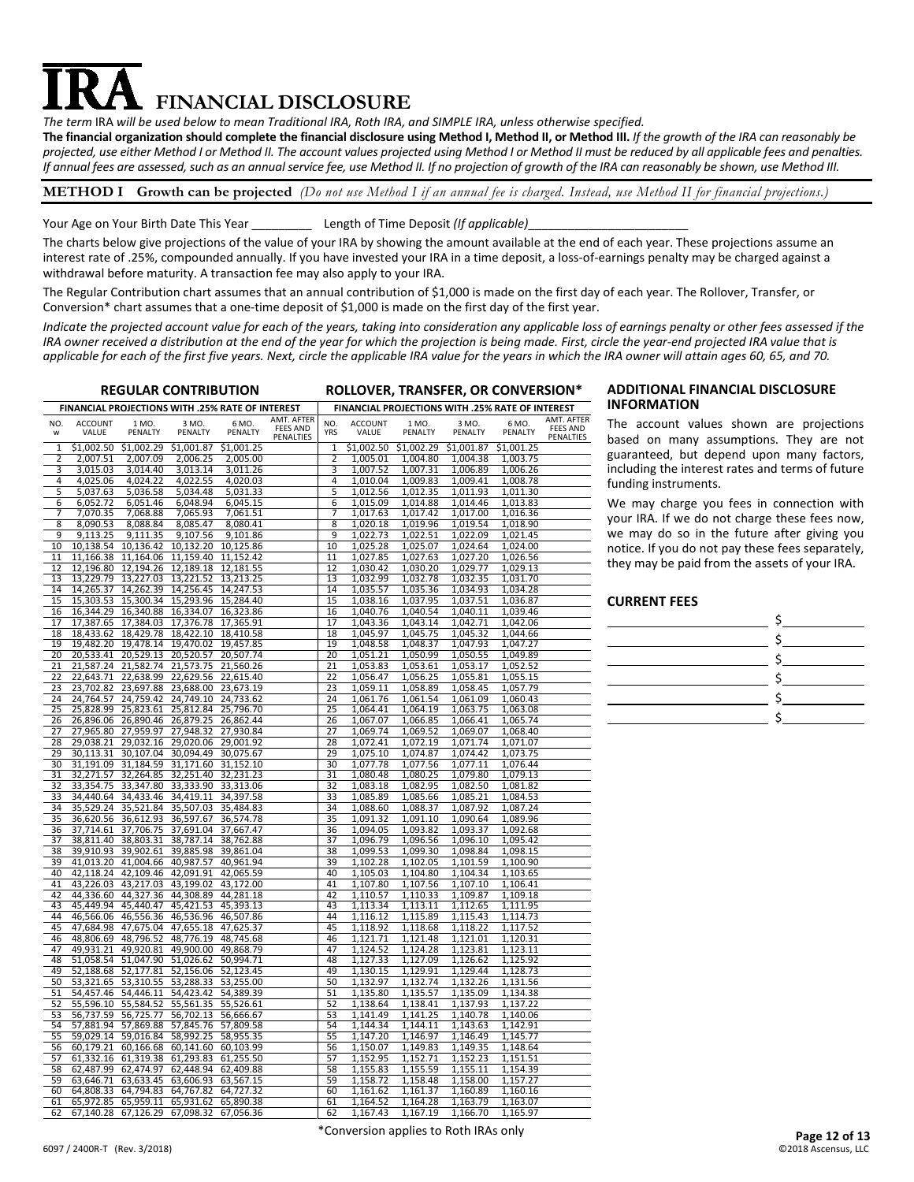# IRA FINANCIAL DISCLOSURE

*The term* IRA *will be used below to mean Traditional IRA, Roth IRA, and SIMPLE IRA, unless otherwise specified.*

**The financial organization should complete the financial disclosure using Method I, Method II, or Method III.** *If the growth of the IRA can reasonably be projected, use either Method I or Method II. The account values projected using Method I or Method II must be reduced by all applicable fees and penalties. If annual fees are assessed, such as an annual service fee, use Method II. If no projection of growth of the IRA can reasonably be shown, use Method III.*

**METHOD I Growth can be projected** *(Do not use Method I if an annual fee is charged. Instead, use Method II for financial projections.)*

Your Age on Your Birth Date This Year _________ Length of Time Deposit *(If applicable)*_______________________

The charts below give projections of the value of your IRA by showing the amount available at the end of each year. These projections assume an interest rate of .25%, compounded annually. If you have invested your IRA in a time deposit, a loss-of-earnings penalty may be charged against a withdrawal before maturity. A transaction fee may also apply to your IRA.

The Regular Contribution chart assumes that an annual contribution of $1,000 is made on the first day of each year. The Rollover, Transfer, or Conversion* chart assumes that a one-time deposit of $1,000 is made on the first day of the first year.

*Indicate the projected account value for each of the years, taking into consideration any applicable loss of earnings penalty or other fees assessed if the IRA owner received a distribution at the end of the year for which the projection is being made. First, circle the year-end projected IRA value that is applicable for each of the first five years. Next, circle the applicable IRA value for the years in which the IRA owner will attain ages 60, 65, and 70.*

### REGULAR CONTRIBUTION

| FINANCIAL PROJECTIONS WITH .25% RATE OF INTEREST | | | | | |
|---|---|---|---|---|---|
| NO. W | ACCOUNT VALUE | 1 MO. PENALTY | 3 MO. PENALTY | 6 MO. PENALTY | AMT. AFTER FEES AND PENALTIES |
| 1 | $1,002.50 | $1,002.29 | $1,001.87 | $1,001.25 | |
| 2 | 2,007.51 | 2,007.09 | 2,006.25 | 2,005.00 | |
| 3 | 3,015.03 | 3,014.40 | 3,013.14 | 3,011.26 | |
| 4 | 4,025.06 | 4,024.22 | 4,022.55 | 4,020.03 | |
| 5 | 5,037.63 | 5,036.58 | 5,034.48 | 5,031.33 | |
| 6 | 6,052.72 | 6,051.46 | 6,048.94 | 6,045.15 | |
| 7 | 7,070.35 | 7,068.88 | 7,065.93 | 7,061.51 | |
| 8 | 8,090.53 | 8,088.84 | 8,085.47 | 8,080.41 | |
| 9 | 9,113.25 | 9,111.35 | 9,107.56 | 9,101.86 | |
| 10 | 10,138.54 | 10,136.42 | 10,132.20 | 10,125.86 | |
| 11 | 11,166.38 | 11,164.06 | 11,159.40 | 11,152.42 | |
| 12 | 12,196.80 | 12,194.26 | 12,189.18 | 12,181.55 | |
| 13 | 13,229.79 | 13,227.03 | 13,221.52 | 13,213.25 | |
| 14 | 14,265.37 | 14,262.39 | 14,256.45 | 14,247.53 | |
| 15 | 15,303.53 | 15,300.34 | 15,293.96 | 15,284.40 | |
| 16 | 16,344.29 | 16,340.88 | 16,334.07 | 16,323.86 | |
| 17 | 17,387.65 | 17,384.03 | 17,376.78 | 17,365.91 | |
| 18 | 18,433.62 | 18,429.78 | 18,422.10 | 18,410.58 | |
| 19 | 19,482.20 | 19,478.14 | 19,470.02 | 19,457.85 | |
| 20 | 20,533.41 | 20,529.13 | 20,520.57 | 20,507.74 | |
| 21 | 21,587.24 | 21,582.74 | 21,573.75 | 21,560.26 | |
| 22 | 22,643.71 | 22,638.99 | 22,629.56 | 22,615.40 | |
| 23 | 23,702.82 | 23,697.88 | 23,688.00 | 23,673.19 | |
| 24 | 24,764.57 | 24,759.42 | 24,749.10 | 24,733.62 | |
| 25 | 25,828.99 | 25,823.61 | 25,812.84 | 25,796.70 | |
| 26 | 26,896.06 | 26,890.46 | 26,879.25 | 26,862.44 | |
| 27 | 27,965.80 | 27,959.97 | 27,948.32 | 27,930.84 | |
| 28 | 29,038.21 | 29,032.16 | 29,020.06 | 29,001.92 | |
| 29 | 30,113.31 | 30,107.04 | 30,094.49 | 30,075.67 | |
| 30 | 31,191.09 | 31,184.59 | 31,171.60 | 31,152.10 | |
| 31 | 32,271.57 | 32,264.85 | 32,251.40 | 32,231.23 | |
| 32 | 33,354.75 | 33,347.80 | 33,333.90 | 33,313.06 | |
| 33 | 34,440.64 | 34,433.46 | 34,419.11 | 34,397.58 | |
| 34 | 35,529.24 | 35,521.84 | 35,507.03 | 35,484.83 | |
| 35 | 36,620.56 | 36,612.93 | 36,597.67 | 36,574.78 | |
| 36 | 37,714.61 | 37,706.75 | 37,691.04 | 37,667.47 | |
| 37 | 38,811.40 | 38,803.31 | 38,787.14 | 38,762.88 | |
| 38 | 39,910.93 | 39,902.61 | 39,885.98 | 39,861.04 | |
| 39 | 41,013.20 | 41,004.66 | 40,987.57 | 40,961.94 | |
| 40 | 42,118.24 | 42,109.46 | 42,091.91 | 42,065.59 | |
| 41 | 43,226.03 | 43,217.03 | 43,199.02 | 43,172.00 | |
| 42 | 44,336.60 | 44,327.36 | 44,308.89 | 44,281.18 | |
| 43 | 45,449.94 | 45,440.47 | 45,421.53 | 45,393.13 | |
| 44 | 46,566.06 | 46,556.36 | 46,536.96 | 46,507.86 | |
| 45 | 47,684.98 | 47,675.04 | 47,655.18 | 47,625.37 | |
| 46 | 48,806.69 | 48,796.52 | 48,776.19 | 48,745.68 | |
| 47 | 49,931.21 | 49,920.81 | 49,900.00 | 49,868.79 | |
| 48 | 51,058.54 | 51,047.90 | 51,026.62 | 50,994.71 | |
| 49 | 52,188.68 | 52,177.81 | 52,156.06 | 52,123.45 | |
| 50 | 53,321.65 | 53,310.55 | 53,288.33 | 53,255.00 | |
| 51 | 54,457.46 | 54,446.11 | 54,423.42 | 54,389.39 | |
| 52 | 55,596.10 | 55,584.52 | 55,561.35 | 55,526.61 | |
| 53 | 56,737.59 | 56,725.77 | 56,702.13 | 56,666.67 | |
| 54 | 57,881.94 | 57,869.88 | 57,845.76 | 57,809.58 | |
| 55 | 59,029.14 | 59,016.84 | 58,992.25 | 58,955.35 | |
| 56 | 60,179.21 | 60,166.68 | 60,141.60 | 60,103.99 | |
| 57 | 61,332.16 | 61,319.38 | 61,293.83 | 61,255.50 | |
| 58 | 62,487.99 | 62,474.97 | 62,448.94 | 62,409.88 | |
| 59 | 63,646.71 | 63,633.45 | 63,606.93 | 63,567.15 | |
| 60 | 64,808.33 | 64,794.83 | 64,767.82 | 64,727.32 | |
| 61 | 65,972.85 | 65,959.11 | 65,931.62 | 65,890.38 | |
| 62 | 67,140.28 | 67,126.29 | 67,098.32 | 67,056.36 | |

### ROLLOVER, TRANSFER, OR CONVERSION*

| FINANCIAL PROJECTIONS WITH .25% RATE OF INTEREST | | | | | |
|---|---|---|---|---|---|
| NO. YRS | ACCOUNT VALUE | 1 MO. PENALTY | 3 MO. PENALTY | 6 MO. PENALTY | AMT. AFTER FEES AND PENALTIES |
| 1 | $1,002.50 | $1,002.29 | $1,001.87 | $1,001.25 | |
| 2 | 1,005.01 | 1,004.80 | 1,004.38 | 1,003.75 | |
| 3 | 1,007.52 | 1,007.31 | 1,006.89 | 1,006.26 | |
| 4 | 1,010.04 | 1,009.83 | 1,009.41 | 1,008.78 | |
| 5 | 1,012.56 | 1,012.35 | 1,011.93 | 1,011.30 | |
| 6 | 1,015.09 | 1,014.88 | 1,014.46 | 1,013.83 | |
| 7 | 1,017.63 | 1,017.42 | 1,017.00 | 1,016.36 | |
| 8 | 1,020.18 | 1,019.96 | 1,019.54 | 1,018.90 | |
| 9 | 1,022.73 | 1,022.51 | 1,022.09 | 1,021.45 | |
| 10 | 1,025.28 | 1,025.07 | 1,024.64 | 1,024.00 | |
| 11 | 1,027.85 | 1,027.63 | 1,027.20 | 1,026.56 | |
| 12 | 1,030.42 | 1,030.20 | 1,029.77 | 1,029.13 | |
| 13 | 1,032.99 | 1,032.78 | 1,032.35 | 1,031.70 | |
| 14 | 1,035.57 | 1,035.36 | 1,034.93 | 1,034.28 | |
| 15 | 1,038.16 | 1,037.95 | 1,037.51 | 1,036.87 | |
| 16 | 1,040.76 | 1,040.54 | 1,040.11 | 1,039.46 | |
| 17 | 1,043.36 | 1,043.14 | 1,042.71 | 1,042.06 | |
| 18 | 1,045.97 | 1,045.75 | 1,045.32 | 1,044.66 | |
| 19 | 1,048.58 | 1,048.37 | 1,047.93 | 1,047.27 | |
| 20 | 1,051.21 | 1,050.99 | 1,050.55 | 1,049.89 | |
| 21 | 1,053.83 | 1,053.61 | 1,053.17 | 1,052.52 | |
| 22 | 1,056.47 | 1,056.25 | 1,055.81 | 1,055.15 | |
| 23 | 1,059.11 | 1,058.89 | 1,058.45 | 1,057.79 | |
| 24 | 1,061.76 | 1,061.54 | 1,061.09 | 1,060.43 | |
| 25 | 1,064.41 | 1,064.19 | 1,063.75 | 1,063.08 | |
| 26 | 1,067.07 | 1,066.85 | 1,066.41 | 1,065.74 | |
| 27 | 1,069.74 | 1,069.52 | 1,069.07 | 1,068.40 | |
| 28 | 1,072.41 | 1,072.19 | 1,071.74 | 1,071.07 | |
| 29 | 1,075.10 | 1,074.87 | 1,074.42 | 1,073.75 | |
| 30 | 1,077.78 | 1,077.56 | 1,077.11 | 1,076.44 | |
| 31 | 1,080.48 | 1,080.25 | 1,079.80 | 1,079.13 | |
| 32 | 1,083.18 | 1,082.95 | 1,082.50 | 1,081.82 | |
| 33 | 1,085.89 | 1,085.66 | 1,085.21 | 1,084.53 | |
| 34 | 1,088.60 | 1,088.37 | 1,087.92 | 1,087.24 | |
| 35 | 1,091.32 | 1,091.10 | 1,090.64 | 1,089.96 | |
| 36 | 1,094.05 | 1,093.82 | 1,093.37 | 1,092.68 | |
| 37 | 1,096.79 | 1,096.56 | 1,096.10 | 1,095.42 | |
| 38 | 1,099.53 | 1,099.30 | 1,098.84 | 1,098.15 | |
| 39 | 1,102.28 | 1,102.05 | 1,101.59 | 1,100.90 | |
| 40 | 1,105.03 | 1,104.80 | 1,104.34 | 1,103.65 | |
| 41 | 1,107.80 | 1,107.56 | 1,107.10 | 1,106.41 | |
| 42 | 1,110.57 | 1,110.33 | 1,109.87 | 1,109.18 | |
| 43 | 1,113.34 | 1,113.11 | 1,112.65 | 1,111.95 | |
| 44 | 1,116.12 | 1,115.89 | 1,115.43 | 1,114.73 | |
| 45 | 1,118.92 | 1,118.68 | 1,118.22 | 1,117.52 | |
| 46 | 1,121.71 | 1,121.48 | 1,121.01 | 1,120.31 | |
| 47 | 1,124.52 | 1,124.28 | 1,123.81 | 1,123.11 | |
| 48 | 1,127.33 | 1,127.09 | 1,126.62 | 1,125.92 | |
| 49 | 1,130.15 | 1,129.91 | 1,129.44 | 1,128.73 | |
| 50 | 1,132.97 | 1,132.74 | 1,132.26 | 1,131.56 | |
| 51 | 1,135.80 | 1,135.57 | 1,135.09 | 1,134.38 | |
| 52 | 1,138.64 | 1,138.41 | 1,137.93 | 1,137.22 | |
| 53 | 1,141.49 | 1,141.25 | 1,140.78 | 1,140.06 | |
| 54 | 1,144.34 | 1,144.11 | 1,143.63 | 1,142.91 | |
| 55 | 1,147.20 | 1,146.97 | 1,146.49 | 1,145.77 | |
| 56 | 1,150.07 | 1,149.83 | 1,149.35 | 1,148.64 | |
| 57 | 1,152.95 | 1,152.71 | 1,152.23 | 1,151.51 | |
| 58 | 1,155.83 | 1,155.59 | 1,155.11 | 1,154.39 | |
| 59 | 1,158.72 | 1,158.48 | 1,158.00 | 1,157.27 | |
| 60 | 1,161.62 | 1,161.37 | 1,160.89 | 1,160.16 | |
| 61 | 1,164.52 | 1,164.28 | 1,163.79 | 1,163.07 | |
| 62 | 1,167.43 | 1,167.19 | 1,166.70 | 1,165.97 | |

*Conversion applies to Roth IRAs only

### ADDITIONAL FINANCIAL DISCLOSURE INFORMATION

The account values shown are projections based on many assumptions. They are not guaranteed, but depend upon many factors, including the interest rates and terms of future funding instruments.

We may charge you fees in connection with your IRA. If we do not charge these fees now, we may do so in the future after giving you notice. If you do not pay these fees separately, they may be paid from the assets of your IRA.

### CURRENT FEES

| | |
|---|---|
| ______________________ | $__________ |
| ______________________ | $__________ |
| ______________________ | $__________ |
| ______________________ | $__________ |
| ______________________ | $__________ |
| ______________________ | $__________ |

6097 / 2400R-T (Rev. 3/2018)

©2018 Ascensus, LLC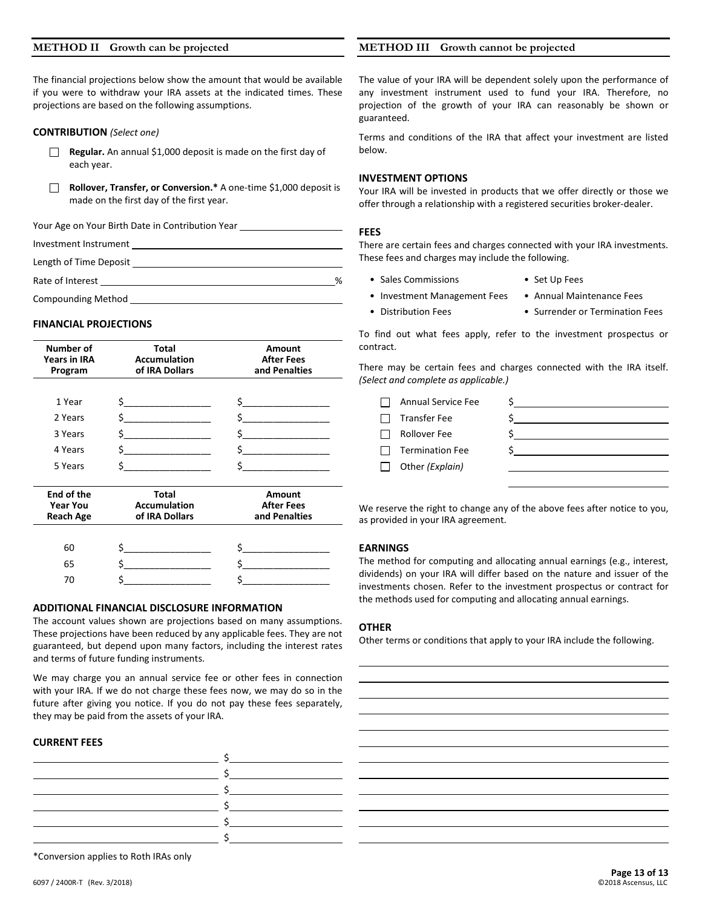## METHOD II Growth can be projected

The financial projections below show the amount that would be available if you were to withdraw your IRA assets at the indicated times. These projections are based on the following assumptions.

### CONTRIBUTION *(Select one)*

- ☐ **Regular.** An annual $1,000 deposit is made on the first day of each year.
- ☐ **Rollover, Transfer, or Conversion.*** A one-time $1,000 deposit is made on the first day of the first year.

Your Age on Your Birth Date in Contribution Year ____________________

Investment Instrument ____________________

Length of Time Deposit ____________________

Rate of Interest ____________________%

Compounding Method ____________________

### FINANCIAL PROJECTIONS

| Number of Years in IRA Program | Total Accumulation of IRA Dollars | Amount After Fees and Penalties |
|---|---|---|
| 1 Year | $________________ | $________________ |
| 2 Years | $________________ | $________________ |
| 3 Years | $________________ | $________________ |
| 4 Years | $________________ | $________________ |
| 5 Years | $________________ | $________________ |

| End of the Year You Reach Age | Total Accumulation of IRA Dollars | Amount After Fees and Penalties |
|---|---|---|
| 60 | $________________ | $________________ |
| 65 | $________________ | $________________ |
| 70 | $________________ | $________________ |

### ADDITIONAL FINANCIAL DISCLOSURE INFORMATION

The account values shown are projections based on many assumptions. These projections have been reduced by any applicable fees. They are not guaranteed, but depend upon many factors, including the interest rates and terms of future funding instruments.

We may charge you an annual service fee or other fees in connection with your IRA. If we do not charge these fees now, we may do so in the future after giving you notice. If you do not pay these fees separately, they may be paid from the assets of your IRA.

### CURRENT FEES

| | |
|---|---|
| ____________________ | $____________________ |
| ____________________ | $____________________ |
| ____________________ | $____________________ |
| ____________________ | $____________________ |
| ____________________ | $____________________ |
| ____________________ | $____________________ |

*Conversion applies to Roth IRAs only

## METHOD III Growth cannot be projected

The value of your IRA will be dependent solely upon the performance of any investment instrument used to fund your IRA. Therefore, no projection of the growth of your IRA can reasonably be shown or guaranteed.

Terms and conditions of the IRA that affect your investment are listed below.

### INVESTMENT OPTIONS

Your IRA will be invested in products that we offer directly or those we offer through a relationship with a registered securities broker-dealer.

### FEES

There are certain fees and charges connected with your IRA investments. These fees and charges may include the following.

- Sales Commissions
- Set Up Fees
- Investment Management Fees
- Annual Maintenance Fees
- Distribution Fees
- Surrender or Termination Fees

To find out what fees apply, refer to the investment prospectus or contract.

There may be certain fees and charges connected with the IRA itself. *(Select and complete as applicable.)*

- ☐ Annual Service Fee $____________________
- ☐ Transfer Fee $____________________
- ☐ Rollover Fee $____________________
- ☐ Termination Fee $____________________
- ☐ Other *(Explain)* ____________________

____________________

We reserve the right to change any of the above fees after notice to you, as provided in your IRA agreement.

### EARNINGS

The method for computing and allocating annual earnings (e.g., interest, dividends) on your IRA will differ based on the nature and issuer of the investments chosen. Refer to the investment prospectus or contract for the methods used for computing and allocating annual earnings.

### OTHER

Other terms or conditions that apply to your IRA include the following.

____________________

____________________

____________________

____________________

____________________

____________________

____________________

____________________

____________________

____________________

____________________

____________________